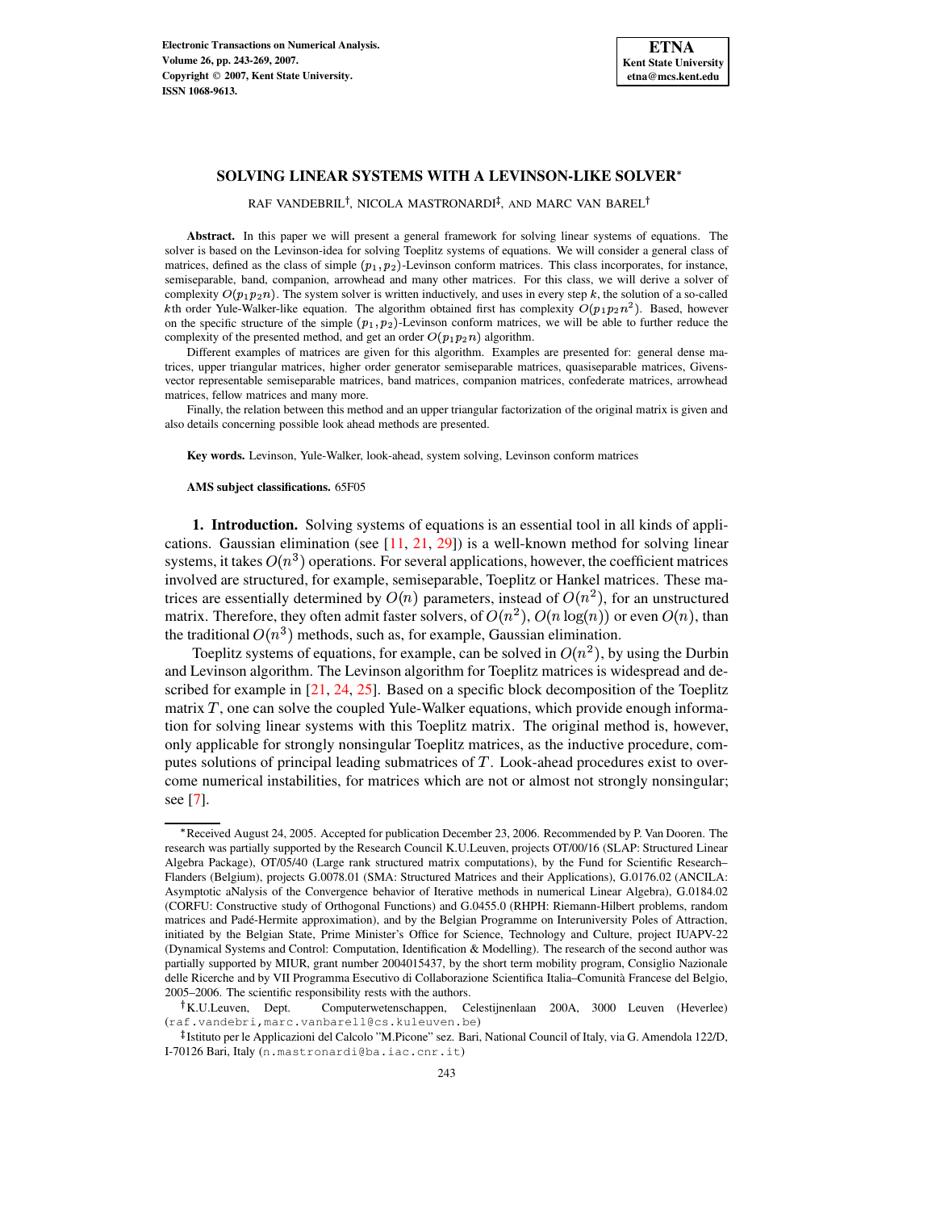# SOLVING LINEAR SYSTEMS WITH A LEVINSON-LIKE SOLVER*

RAF VANDEBRIL†, NICOLA MASTRONARDI‡, AND MARC VAN BAREL†

**Abstract.** In this paper we will present a general framework for solving linear systems of equations. The solver is based on the Levinson-idea for solving Toeplitz systems of equations. We will consider a general class of matrices, defined as the class of simple $(p_1, p_2)$-Levinson conform matrices. This class incorporates, for instance, semiseparable, band, companion, arrowhead and many other matrices. For this class, we will derive a solver of complexity $O(p_1 p_2 n)$. The system solver is written inductively, and uses in every step $k$, the solution of a so-called $k$th order Yule-Walker-like equation. The algorithm obtained first has complexity $O(p_1 p_2 n^2)$. Based, however on the specific structure of the simple $(p_1, p_2)$-Levinson conform matrices, we will be able to further reduce the complexity of the presented method, and get an order $O(p_1 p_2 n)$ algorithm.

Different examples of matrices are given for this algorithm. Examples are presented for: general dense matrices, upper triangular matrices, higher order generator semiseparable matrices, quasiseparable matrices, Givens-vector representable semiseparable matrices, band matrices, companion matrices, confederate matrices, arrowhead matrices, fellow matrices and many more.

Finally, the relation between this method and an upper triangular factorization of the original matrix is given and also details concerning possible look ahead methods are presented.

**Key words.** Levinson, Yule-Walker, look-ahead, system solving, Levinson conform matrices

**AMS subject classifications.** 65F05

## 1. Introduction.

Solving systems of equations is an essential tool in all kinds of applications. Gaussian elimination (see [11, 21, 29]) is a well-known method for solving linear systems, it takes $O(n^3)$ operations. For several applications, however, the coefficient matrices involved are structured, for example, semiseparable, Toeplitz or Hankel matrices. These matrices are essentially determined by $O(n)$ parameters, instead of $O(n^2)$, for an unstructured matrix. Therefore, they often admit faster solvers, of $O(n^2)$, $O(n \log(n))$ or even $O(n)$, than the traditional $O(n^3)$ methods, such as, for example, Gaussian elimination.

Toeplitz systems of equations, for example, can be solved in $O(n^2)$, by using the Durbin and Levinson algorithm. The Levinson algorithm for Toeplitz matrices is widespread and described for example in [21, 24, 25]. Based on a specific block decomposition of the Toeplitz matrix $T$, one can solve the coupled Yule-Walker equations, which provide enough information for solving linear systems with this Toeplitz matrix. The original method is, however, only applicable for strongly nonsingular Toeplitz matrices, as the inductive procedure, computes solutions of principal leading submatrices of $T$. Look-ahead procedures exist to overcome numerical instabilities, for matrices which are not or almost not strongly nonsingular; see [7].

---

*Received August 24, 2005. Accepted for publication December 23, 2006. Recommended by P. Van Dooren. The research was partially supported by the Research Council K.U.Leuven, projects OT/00/16 (SLAP: Structured Linear Algebra Package), OT/05/40 (Large rank structured matrix computations), by the Fund for Scientific Research–Flanders (Belgium), projects G.0078.01 (SMA: Structured Matrices and their Applications), G.0176.02 (ANCILA: Asymptotic aNalysis of the Convergence behavior of Iterative methods in numerical Linear Algebra), G.0184.02 (CORFU: Constructive study of Orthogonal Functions) and G.0455.0 (RHPH: Riemann-Hilbert problems, random matrices and Padé-Hermite approximation), and by the Belgian Programme on Interuniversity Poles of Attraction, initiated by the Belgian State, Prime Minister's Office for Science, Technology and Culture, project IUAPV-22 (Dynamical Systems and Control: Computation, Identification & Modelling). The research of the second author was partially supported by MIUR, grant number 2004015437, by the short term mobility program, Consiglio Nazionale delle Ricerche and by VII Programma Esecutivo di Collaborazione Scientifica Italia–Comunità Francese del Belgio, 2005–2006. The scientific responsibility rests with the authors.

†K.U.Leuven, Dept. Computerwetenschappen, Celestijnenlaan 200A, 3000 Leuven (Heverlee) (raf.vandebri,marc.vanbarel@cs.kuleuven.be)

‡Istituto per le Applicazioni del Calcolo "M.Picone" sez. Bari, National Council of Italy, via G. Amendola 122/D, I-70126 Bari, Italy (n.mastronardi@ba.iac.cnr.it)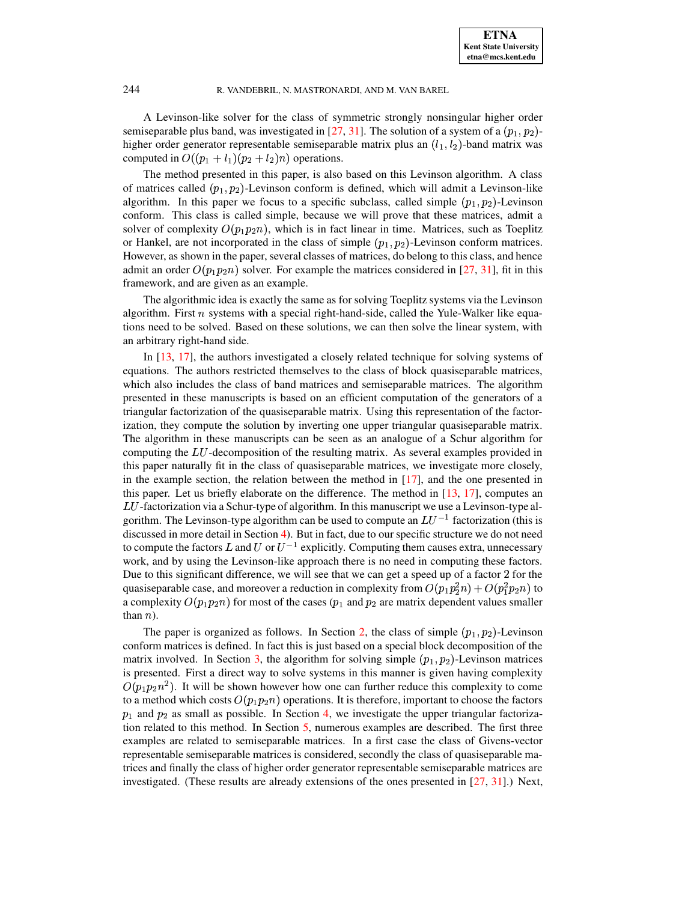A Levinson-like solver for the class of symmetric strongly nonsingular higher order semiseparable plus band, was investigated in [27, 31]. The solution of a system of a $(p_1, p_2)$-higher order generator representable semiseparable matrix plus an $(l_1, l_2)$-band matrix was computed in $O((p_1 + l_1)(p_2 + l_2)n)$ operations.

The method presented in this paper, is also based on this Levinson algorithm. A class of matrices called $(p_1, p_2)$-Levinson conform is defined, which will admit a Levinson-like algorithm. In this paper we focus to a specific subclass, called simple $(p_1, p_2)$-Levinson conform. This class is called simple, because we will prove that these matrices, admit a solver of complexity $O(p_1 p_2 n)$, which is in fact linear in time. Matrices, such as Toeplitz or Hankel, are not incorporated in the class of simple $(p_1, p_2)$-Levinson conform matrices. However, as shown in the paper, several classes of matrices, do belong to this class, and hence admit an order $O(p_1 p_2 n)$ solver. For example the matrices considered in [27, 31], fit in this framework, and are given as an example.

The algorithmic idea is exactly the same as for solving Toeplitz systems via the Levinson algorithm. First $n$ systems with a special right-hand-side, called the Yule-Walker like equations need to be solved. Based on these solutions, we can then solve the linear system, with an arbitrary right-hand side.

In [13, 17], the authors investigated a closely related technique for solving systems of equations. The authors restricted themselves to the class of block quasiseparable matrices, which also includes the class of band matrices and semiseparable matrices. The algorithm presented in these manuscripts is based on an efficient computation of the generators of a triangular factorization of the quasiseparable matrix. Using this representation of the factorization, they compute the solution by inverting one upper triangular quasiseparable matrix. The algorithm in these manuscripts can be seen as an analogue of a Schur algorithm for computing the $LU$-decomposition of the resulting matrix. As several examples provided in this paper naturally fit in the class of quasiseparable matrices, we investigate more closely, in the example section, the relation between the method in [17], and the one presented in this paper. Let us briefly elaborate on the difference. The method in [13, 17], computes an $LU$-factorization via a Schur-type of algorithm. In this manuscript we use a Levinson-type algorithm. The Levinson-type algorithm can be used to compute an $LU^{-1}$ factorization (this is discussed in more detail in Section 4). But in fact, due to our specific structure we do not need to compute the factors $L$ and $U$ or $U^{-1}$ explicitly. Computing them causes extra, unnecessary work, and by using the Levinson-like approach there is no need in computing these factors. Due to this significant difference, we will see that we can get a speed up of a factor 2 for the quasiseparable case, and moreover a reduction in complexity from $O(p_1 p_2^2 n) + O(p_1^2 p_2 n)$ to a complexity $O(p_1 p_2 n)$ for most of the cases ($p_1$ and $p_2$ are matrix dependent values smaller than $n$).

The paper is organized as follows. In Section 2, the class of simple $(p_1, p_2)$-Levinson conform matrices is defined. In fact this is just based on a special block decomposition of the matrix involved. In Section 3, the algorithm for solving simple $(p_1, p_2)$-Levinson matrices is presented. First a direct way to solve systems in this manner is given having complexity $O(p_1 p_2 n^2)$. It will be shown however how one can further reduce this complexity to come to a method which costs $O(p_1 p_2 n)$ operations. It is therefore, important to choose the factors $p_1$ and $p_2$ as small as possible. In Section 4, we investigate the upper triangular factorization related to this method. In Section 5, numerous examples are described. The first three examples are related to semiseparable matrices. In a first case the class of Givens-vector representable semiseparable matrices is considered, secondly the class of quasiseparable matrices and finally the class of higher order generator representable semiseparable matrices are investigated. (These results are already extensions of the ones presented in [27, 31].) Next,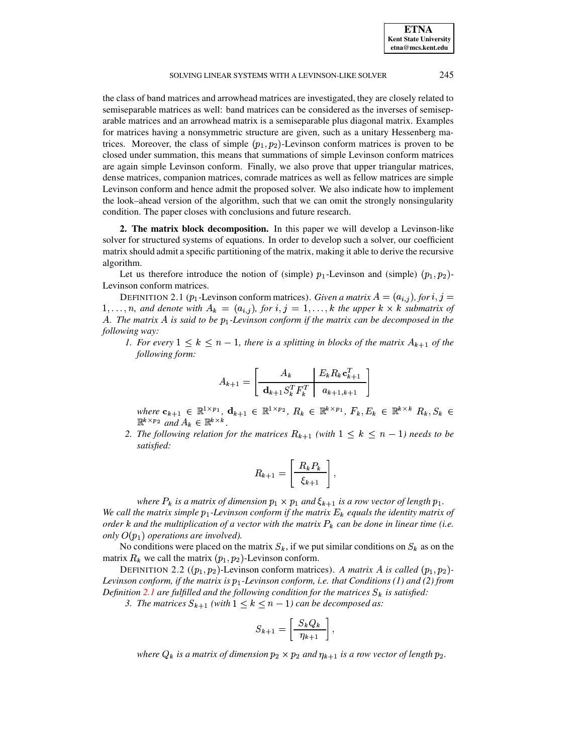the class of band matrices and arrowhead matrices are investigated, they are closely related to semiseparable matrices as well: band matrices can be considered as the inverses of semiseparable matrices and an arrowhead matrix is a semiseparable plus diagonal matrix. Examples for matrices having a nonsymmetric structure are given, such as a unitary Hessenberg matrices. Moreover, the class of simple $(p_1, p_2)$-Levinson conform matrices is proven to be closed under summation, this means that summations of simple Levinson conform matrices are again simple Levinson conform. Finally, we also prove that upper triangular matrices, dense matrices, companion matrices, comrade matrices as well as fellow matrices are simple Levinson conform and hence admit the proposed solver. We also indicate how to implement the look–ahead version of the algorithm, such that we can omit the strongly nonsingularity condition. The paper closes with conclusions and future research.

## 2. The matrix block decomposition.

In this paper we will develop a Levinson-like solver for structured systems of equations. In order to develop such a solver, our coefficient matrix should admit a specific partitioning of the matrix, making it able to derive the recursive algorithm.

Let us therefore introduce the notion of (simple) $p_1$-Levinson and (simple) $(p_1, p_2)$-Levinson conform matrices.

DEFINITION 2.1 ($p_1$-Levinson conform matrices). *Given a matrix $A = (a_{i,j})$, for $i, j = 1, \ldots, n$, and denote with $A_k = (a_{i,j})$, for $i, j = 1, \ldots, k$ the upper $k \times k$ submatrix of $A$. The matrix $A$ is said to be $p_1$-Levinson conform if the matrix can be decomposed in the following way:*

1. *For every $1 \leq k \leq n-1$, there is a splitting in blocks of the matrix $A_{k+1}$ of the following form:*

$$A_{k+1} = \left[ \begin{array}{c|c} A_k & E_k R_k \mathbf{c}_{k+1}^T \\ \hline \mathbf{d}_{k+1} S_k^T F_k^T & a_{k+1,k+1} \end{array} \right]$$

   *where $\mathbf{c}_{k+1} \in \mathbb{R}^{1 \times p_1}$, $\mathbf{d}_{k+1} \in \mathbb{R}^{1 \times p_2}$, $R_k \in \mathbb{R}^{k \times p_1}$, $F_k, E_k \in \mathbb{R}^{k \times k}$ $R_k, S_k \in \mathbb{R}^{k \times p_2}$ and $A_k \in \mathbb{R}^{k \times k}$.*

2. *The following relation for the matrices $R_{k+1}$ (with $1 \leq k \leq n-1$) needs to be satisfied:*

$$R_{k+1} = \left[ \begin{array}{c} R_k P_k \\ \hline \xi_{k+1} \end{array} \right],$$

   *where $P_k$ is a matrix of dimension $p_1 \times p_1$ and $\xi_{k+1}$ is a row vector of length $p_1$.*

*We call the matrix simple $p_1$-Levinson conform if the matrix $E_k$ equals the identity matrix of order $k$ and the multiplication of a vector with the matrix $P_k$ can be done in linear time (i.e. only $O(p_1)$ operations are involved).*

No conditions were placed on the matrix $S_k$, if we put similar conditions on $S_k$ as on the matrix $R_k$ we call the matrix $(p_1, p_2)$-Levinson conform.

DEFINITION 2.2 ($(p_1, p_2)$-Levinson conform matrices). *A matrix $A$ is called $(p_1, p_2)$-Levinson conform, if the matrix is $p_1$-Levinson conform, i.e. that Conditions (1) and (2) from Definition 2.1 are fulfilled and the following condition for the matrices $S_k$ is satisfied:*

3. *The matrices $S_{k+1}$ (with $1 \leq k \leq n-1$) can be decomposed as:*

$$S_{k+1} = \left[ \begin{array}{c} S_k Q_k \\ \hline \eta_{k+1} \end{array} \right],$$

   *where $Q_k$ is a matrix of dimension $p_2 \times p_2$ and $\eta_{k+1}$ is a row vector of length $p_2$.*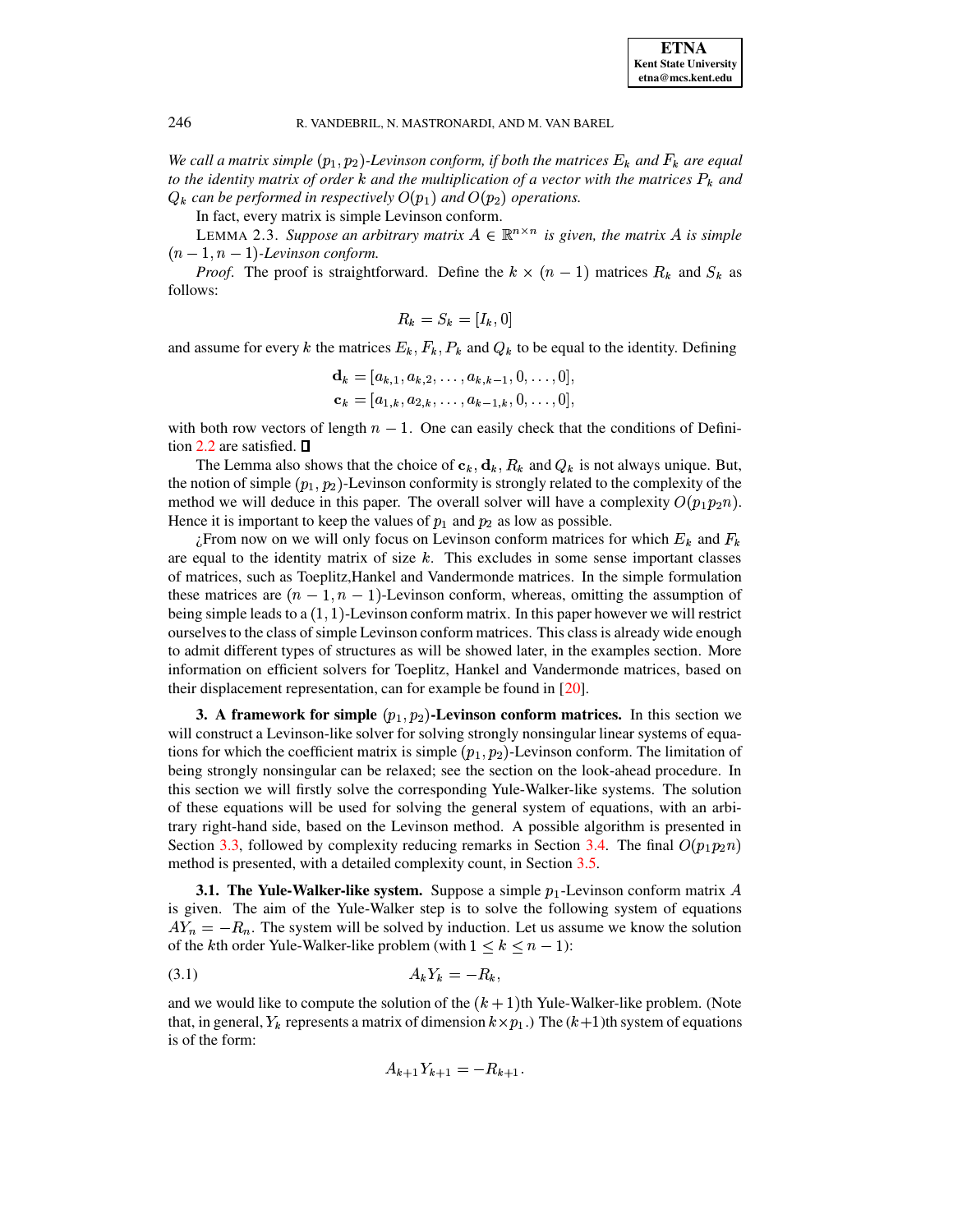*We call a matrix simple* $(p_1, p_2)$*-Levinson conform, if both the matrices* $E_k$ *and* $F_k$ *are equal to the identity matrix of order* $k$ *and the multiplication of a vector with the matrices* $P_k$ *and* $Q_k$ *can be performed in respectively* $O(p_1)$ *and* $O(p_2)$ *operations.*

In fact, every matrix is simple Levinson conform.

LEMMA 2.3. *Suppose an arbitrary matrix* $A \in \mathbb{R}^{n\times n}$ *is given, the matrix* $A$ *is simple* $(n-1, n-1)$*-Levinson conform.*

*Proof*. The proof is straightforward. Define the $k \times (n-1)$ matrices $R_k$ and $S_k$ as follows:

$$R_k = S_k = [I_k, 0]$$

and assume for every $k$ the matrices $E_k$, $F_k$, $P_k$ and $Q_k$ to be equal to the identity. Defining

$$\begin{aligned}
\mathbf{d}_k &= [a_{k,1}, a_{k,2}, \ldots, a_{k,k-1}, 0, \ldots, 0], \\
\mathbf{c}_k &= [a_{1,k}, a_{2,k}, \ldots, a_{k-1,k}, 0, \ldots, 0],
\end{aligned}$$

with both row vectors of length $n-1$. One can easily check that the conditions of Definition 2.2 are satisfied. ∎

The Lemma also shows that the choice of $\mathbf{c}_k$, $\mathbf{d}_k$, $R_k$ and $Q_k$ is not always unique. But, the notion of simple $(p_1, p_2)$-Levinson conformity is strongly related to the complexity of the method we will deduce in this paper. The overall solver will have a complexity $O(p_1 p_2 n)$. Hence it is important to keep the values of $p_1$ and $p_2$ as low as possible.

¿From now on we will only focus on Levinson conform matrices for which $E_k$ and $F_k$ are equal to the identity matrix of size $k$. This excludes in some sense important classes of matrices, such as Toeplitz,Hankel and Vandermonde matrices. In the simple formulation these matrices are $(n-1, n-1)$-Levinson conform, whereas, omitting the assumption of being simple leads to a $(1, 1)$-Levinson conform matrix. In this paper however we will restrict ourselves to the class of simple Levinson conform matrices. This class is already wide enough to admit different types of structures as will be showed later, in the examples section. More information on efficient solvers for Toeplitz, Hankel and Vandermonde matrices, based on their displacement representation, can for example be found in [20].

## 3. A framework for simple $(p_1, p_2)$-Levinson conform matrices.

In this section we will construct a Levinson-like solver for solving strongly nonsingular linear systems of equations for which the coefficient matrix is simple $(p_1, p_2)$-Levinson conform. The limitation of being strongly nonsingular can be relaxed; see the section on the look-ahead procedure. In this section we will firstly solve the corresponding Yule-Walker-like systems. The solution of these equations will be used for solving the general system of equations, with an arbitrary right-hand side, based on the Levinson method. A possible algorithm is presented in Section 3.3, followed by complexity reducing remarks in Section 3.4. The final $O(p_1 p_2 n)$ method is presented, with a detailed complexity count, in Section 3.5.

### 3.1. The Yule-Walker-like system.

Suppose a simple $p_1$-Levinson conform matrix $A$ is given. The aim of the Yule-Walker step is to solve the following system of equations $AY_n = -R_n$. The system will be solved by induction. Let us assume we know the solution of the $k$th order Yule-Walker-like problem (with $1 \leq k \leq n-1$):

$$A_k Y_k = -R_k, \tag{3.1}$$

and we would like to compute the solution of the $(k+1)$th Yule-Walker-like problem. (Note that, in general, $Y_k$ represents a matrix of dimension $k \times p_1$.) The $(k+1)$th system of equations is of the form:

$$A_{k+1} Y_{k+1} = -R_{k+1}.$$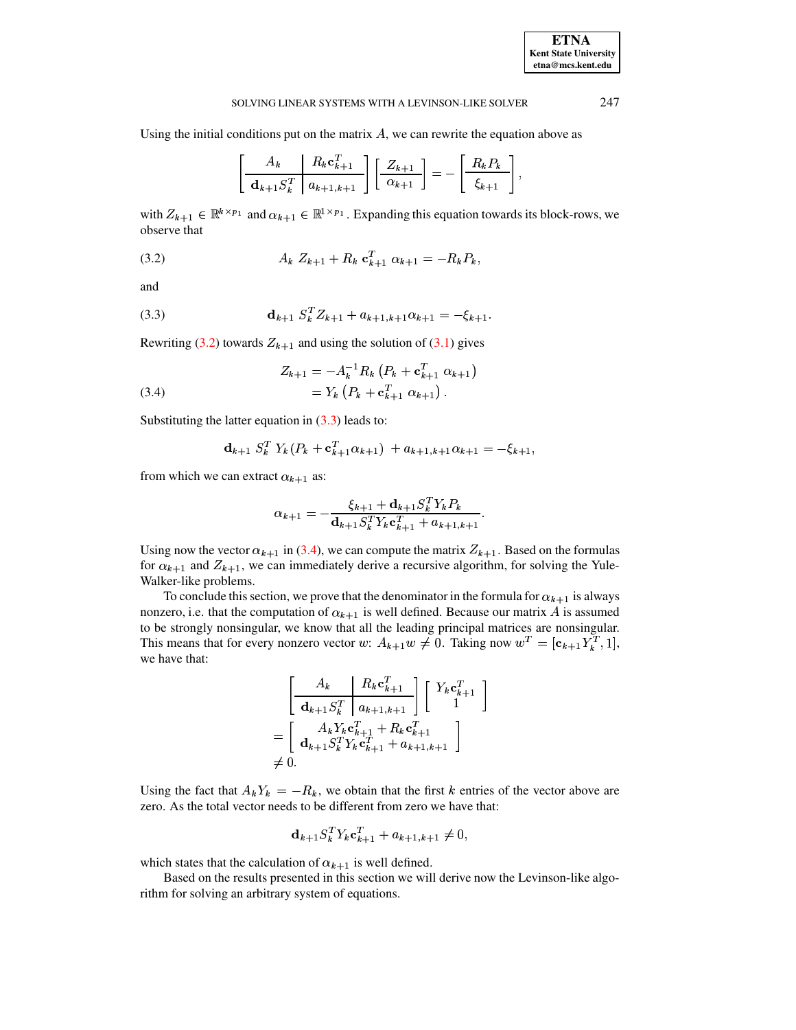Using the initial conditions put on the matrix $A$, we can rewrite the equation above as

$$\left[\begin{array}{c|c} A_k & R_k \mathbf{c}_{k+1}^T \\ \hline \mathbf{d}_{k+1} S_k^T & a_{k+1,k+1} \end{array}\right] \left[\begin{array}{c} Z_{k+1} \\ \hline \alpha_{k+1} \end{array}\right] = - \left[\begin{array}{c} R_k P_k \\ \hline \xi_{k+1} \end{array}\right],$$

with $Z_{k+1} \in \mathbb{R}^{k \times p_1}$ and $\alpha_{k+1} \in \mathbb{R}^{1 \times p_1}$. Expanding this equation towards its block-rows, we observe that

$$A_k \; Z_{k+1} + R_k \; \mathbf{c}_{k+1}^T \; \alpha_{k+1} = -R_k P_k, \tag{3.2}$$

and

$$\mathbf{d}_{k+1} \; S_k^T Z_{k+1} + a_{k+1,k+1} \alpha_{k+1} = -\xi_{k+1}. \tag{3.3}$$

Rewriting (3.2) towards $Z_{k+1}$ and using the solution of (3.1) gives

$$\begin{aligned} Z_{k+1} &= -A_k^{-1} R_k \left(P_k + \mathbf{c}_{k+1}^T \; \alpha_{k+1}\right) \\ &= Y_k \left(P_k + \mathbf{c}_{k+1}^T \; \alpha_{k+1}\right). \end{aligned} \tag{3.4}$$

Substituting the latter equation in (3.3) leads to:

$$\mathbf{d}_{k+1} \; S_k^T \; Y_k \left(P_k + \mathbf{c}_{k+1}^T \alpha_{k+1}\right) \; + a_{k+1,k+1} \alpha_{k+1} = -\xi_{k+1},$$

from which we can extract $\alpha_{k+1}$ as:

$$\alpha_{k+1} = -\frac{\xi_{k+1} + \mathbf{d}_{k+1} S_k^T Y_k P_k}{\mathbf{d}_{k+1} S_k^T Y_k \mathbf{c}_{k+1}^T + a_{k+1,k+1}}.$$

Using now the vector $\alpha_{k+1}$ in (3.4), we can compute the matrix $Z_{k+1}$. Based on the formulas for $\alpha_{k+1}$ and $Z_{k+1}$, we can immediately derive a recursive algorithm, for solving the Yule-Walker-like problems.

To conclude this section, we prove that the denominator in the formula for $\alpha_{k+1}$ is always nonzero, i.e. that the computation of $\alpha_{k+1}$ is well defined. Because our matrix $A$ is assumed to be strongly nonsingular, we know that all the leading principal matrices are nonsingular. This means that for every nonzero vector $w$: $A_{k+1} w \neq 0$. Taking now $w^T = [\mathbf{c}_{k+1} Y_k^T, 1]$, we have that:

$$\begin{aligned} &\left[\begin{array}{c|c} A_k & R_k \mathbf{c}_{k+1}^T \\ \hline \mathbf{d}_{k+1} S_k^T & a_{k+1,k+1} \end{array}\right] \left[\begin{array}{c} Y_k \mathbf{c}_{k+1}^T \\ 1 \end{array}\right] \\ &= \left[\begin{array}{c} A_k Y_k \mathbf{c}_{k+1}^T + R_k \mathbf{c}_{k+1}^T \\ \mathbf{d}_{k+1} S_k^T Y_k \mathbf{c}_{k+1}^T + a_{k+1,k+1} \end{array}\right] \\ &\neq 0. \end{aligned}$$

Using the fact that $A_k Y_k = -R_k$, we obtain that the first $k$ entries of the vector above are zero. As the total vector needs to be different from zero we have that:

$$\mathbf{d}_{k+1} S_k^T Y_k \mathbf{c}_{k+1}^T + a_{k+1,k+1} \neq 0,$$

which states that the calculation of $\alpha_{k+1}$ is well defined.

Based on the results presented in this section we will derive now the Levinson-like algorithm for solving an arbitrary system of equations.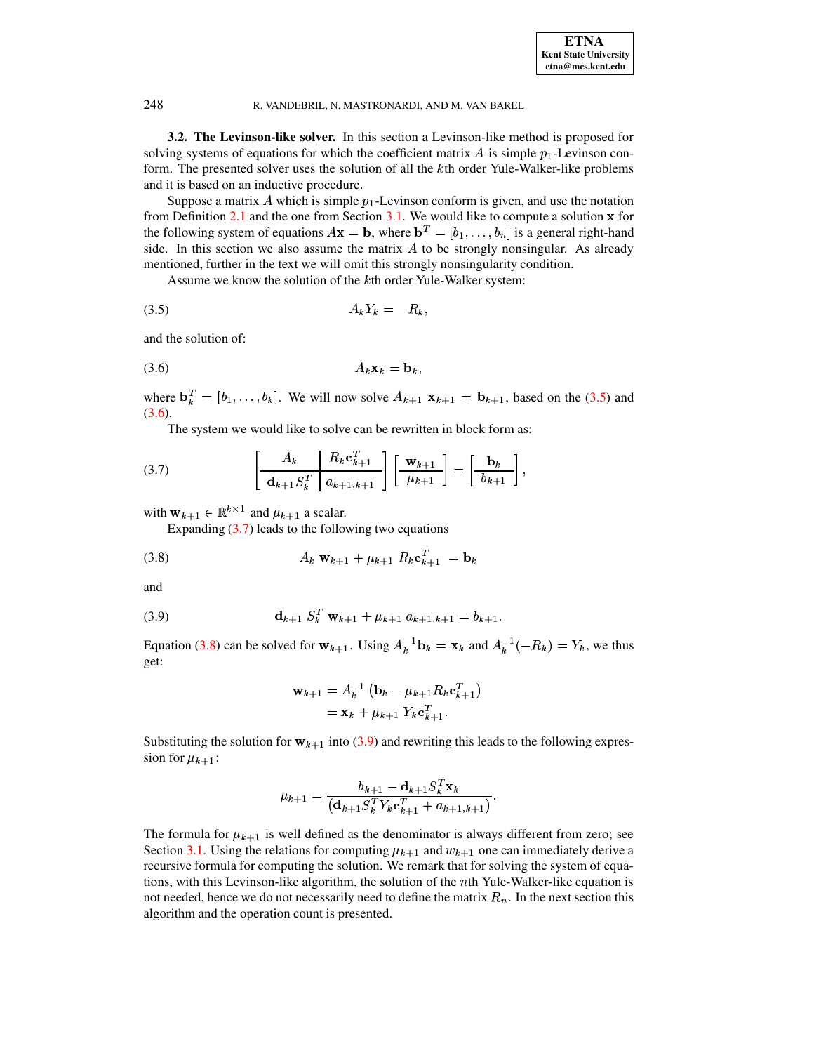**3.2. The Levinson-like solver.** In this section a Levinson-like method is proposed for solving systems of equations for which the coefficient matrix $A$ is simple $p_1$-Levinson conform. The presented solver uses the solution of all the $k$th order Yule-Walker-like problems and it is based on an inductive procedure.

Suppose a matrix $A$ which is simple $p_1$-Levinson conform is given, and use the notation from Definition 2.1 and the one from Section 3.1. We would like to compute a solution $\mathbf{x}$ for the following system of equations $A\mathbf{x} = \mathbf{b}$, where $\mathbf{b}^T = [b_1, \ldots, b_n]$ is a general right-hand side. In this section we also assume the matrix $A$ to be strongly nonsingular. As already mentioned, further in the text we will omit this strongly nonsingularity condition.

Assume we know the solution of the $k$th order Yule-Walker system:

$$A_k Y_k = -R_k, \tag{3.5}$$

and the solution of:

$$A_k \mathbf{x}_k = \mathbf{b}_k, \tag{3.6}$$

where $\mathbf{b}_k^T = [b_1, \ldots, b_k]$. We will now solve $A_{k+1}\ \mathbf{x}_{k+1} = \mathbf{b}_{k+1}$, based on the (3.5) and (3.6).

The system we would like to solve can be rewritten in block form as:

$$\left[\begin{array}{c|c} A_k & R_k \mathbf{c}_{k+1}^T \\ \hline \mathbf{d}_{k+1} S_k^T & a_{k+1,k+1} \end{array}\right] \left[\begin{array}{c} \mathbf{w}_{k+1} \\ \hline \mu_{k+1} \end{array}\right] = \left[\begin{array}{c} \mathbf{b}_k \\ \hline b_{k+1} \end{array}\right], \tag{3.7}$$

with $\mathbf{w}_{k+1} \in \mathbb{R}^{k \times 1}$ and $\mu_{k+1}$ a scalar.

Expanding (3.7) leads to the following two equations

$$A_k\ \mathbf{w}_{k+1} + \mu_{k+1}\ R_k \mathbf{c}_{k+1}^T\ = \mathbf{b}_k \tag{3.8}$$

and

$$\mathbf{d}_{k+1}\ S_k^T\ \mathbf{w}_{k+1} + \mu_{k+1}\ a_{k+1,k+1} = b_{k+1}. \tag{3.9}$$

Equation (3.8) can be solved for $\mathbf{w}_{k+1}$. Using $A_k^{-1}\mathbf{b}_k = \mathbf{x}_k$ and $A_k^{-1}(-R_k) = Y_k$, we thus get:

$$\begin{aligned} \mathbf{w}_{k+1} &= A_k^{-1}\left(\mathbf{b}_k - \mu_{k+1} R_k \mathbf{c}_{k+1}^T\right) \\ &= \mathbf{x}_k + \mu_{k+1}\ Y_k \mathbf{c}_{k+1}^T. \end{aligned}$$

Substituting the solution for $\mathbf{w}_{k+1}$ into (3.9) and rewriting this leads to the following expression for $\mu_{k+1}$:

$$\mu_{k+1} = \frac{b_{k+1} - \mathbf{d}_{k+1} S_k^T \mathbf{x}_k}{\left(\mathbf{d}_{k+1} S_k^T Y_k \mathbf{c}_{k+1}^T + a_{k+1,k+1}\right)}.$$

The formula for $\mu_{k+1}$ is well defined as the denominator is always different from zero; see Section 3.1. Using the relations for computing $\mu_{k+1}$ and $w_{k+1}$ one can immediately derive a recursive formula for computing the solution. We remark that for solving the system of equations, with this Levinson-like algorithm, the solution of the $n$th Yule-Walker-like equation is not needed, hence we do not necessarily need to define the matrix $R_n$. In the next section this algorithm and the operation count is presented.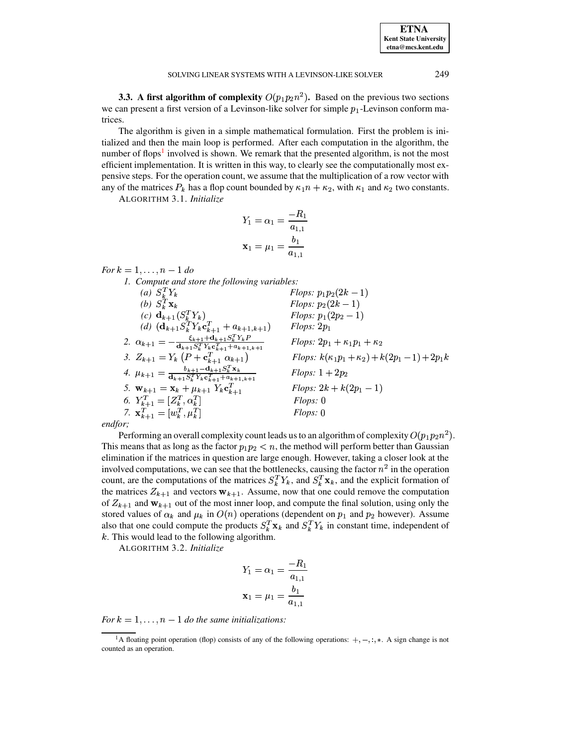### 3.3. A first algorithm of complexity $O(p_1 p_2 n^2)$.

Based on the previous two sections we can present a first version of a Levinson-like solver for simple $p_1$-Levinson conform matrices.

The algorithm is given in a simple mathematical formulation. First the problem is initialized and then the main loop is performed. After each computation in the algorithm, the number of flops[1] involved is shown. We remark that the presented algorithm, is not the most efficient implementation. It is written in this way, to clearly see the computationally most expensive steps. For the operation count, we assume that the multiplication of a row vector with any of the matrices $P_k$ has a flop count bounded by $\kappa_1 n + \kappa_2$, with $\kappa_1$ and $\kappa_2$ two constants.

ALGORITHM 3.1. *Initialize*

$$Y_1 = \alpha_1 = \frac{-R_1}{a_{1,1}}$$

$$\mathbf{x}_1 = \mu_1 = \frac{b_1}{a_{1,1}}$$

*For* $k = 1, \ldots, n-1$ *do*

1. *Compute and store the following variables:*
   - (a) $S_k^T Y_k$ — *Flops:* $p_1 p_2 (2k-1)$
   - (b) $S_k^T \mathbf{x}_k$ — *Flops:* $p_2(2k-1)$
   - (c) $\mathbf{d}_{k+1}(S_k^T Y_k)$ — *Flops:* $p_1(2p_2 - 1)$
   - (d) $(\mathbf{d}_{k+1} S_k^T Y_k \mathbf{c}_{k+1}^T + a_{k+1,k+1})$ — *Flops:* $2p_1$
2. $\alpha_{k+1} = -\frac{\xi_{k+1} + \mathbf{d}_{k+1} S_k^T Y_k P}{\mathbf{d}_{k+1} S_k^T Y_k \mathbf{c}_{k+1}^T + a_{k+1,k+1}}$ — *Flops:* $2p_1 + \kappa_1 p_1 + \kappa_2$
3. $Z_{k+1} = Y_k \left(P + \mathbf{c}_{k+1}^T \, \alpha_{k+1}\right)$ — *Flops:* $k(\kappa_1 p_1 + \kappa_2) + k(2p_1 - 1) + 2p_1 k$
4. $\mu_{k+1} = \frac{b_{k+1} - \mathbf{d}_{k+1} S_k^T \mathbf{x}_k}{\mathbf{d}_{k+1} S_k^T Y_k \mathbf{c}_{k+1}^T + a_{k+1,k+1}}$ — *Flops:* $1 + 2p_2$
5. $\mathbf{w}_{k+1} = \mathbf{x}_k + \mu_{k+1} \, Y_k \mathbf{c}_{k+1}^T$ — *Flops:* $2k + k(2p_1 - 1)$
6. $Y_{k+1}^T = [Z_k^T, \alpha_k^T]$ — *Flops:* $0$
7. $\mathbf{x}_{k+1}^T = [w_k^T, \mu_k^T]$ — *Flops:* $0$

*endfor;*

Performing an overall complexity count leads us to an algorithm of complexity $O(p_1 p_2 n^2)$. This means that as long as the factor $p_1 p_2 < n$, the method will perform better than Gaussian elimination if the matrices in question are large enough. However, taking a closer look at the involved computations, we can see that the bottlenecks, causing the factor $n^2$ in the operation count, are the computations of the matrices $S_k^T Y_k$, and $S_k^T \mathbf{x}_k$, and the explicit formation of the matrices $Z_{k+1}$ and vectors $\mathbf{w}_{k+1}$. Assume, now that one could remove the computation of $Z_{k+1}$ and $\mathbf{w}_{k+1}$ out of the most inner loop, and compute the final solution, using only the stored values of $\alpha_k$ and $\mu_k$ in $O(n)$ operations (dependent on $p_1$ and $p_2$ however). Assume also that one could compute the products $S_k^T \mathbf{x}_k$ and $S_k^T Y_k$ in constant time, independent of $k$. This would lead to the following algorithm.

ALGORITHM 3.2. *Initialize*

$$Y_1 = \alpha_1 = \frac{-R_1}{a_{1,1}}$$

$$\mathbf{x}_1 = \mu_1 = \frac{b_1}{a_{1,1}}$$

*For* $k = 1, \ldots, n-1$ *do the same initializations:*

[1] A floating point operation (flop) consists of any of the following operations: $+, -, :, *$. A sign change is not counted as an operation.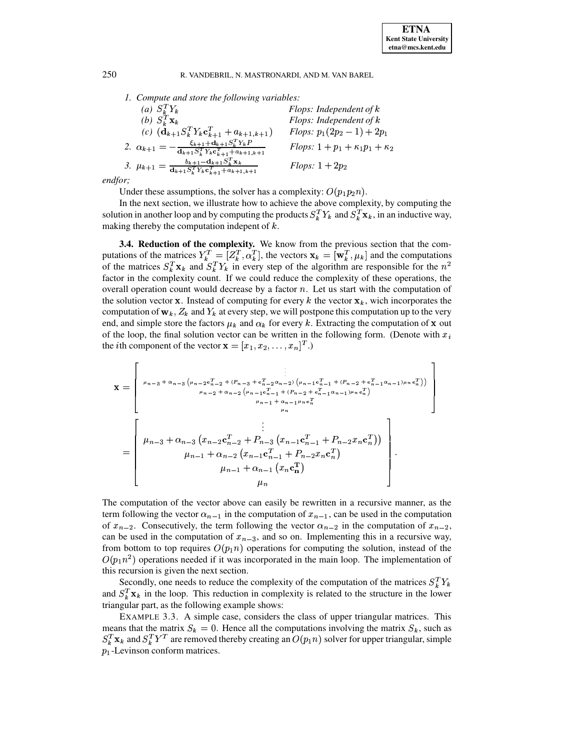1. *Compute and store the following variables:*

   (a) $S_k^T Y_k$ &nbsp;&nbsp;&nbsp;&nbsp; *Flops: Independent of* $k$

   (b) $S_k^T \mathbf{x}_k$ &nbsp;&nbsp;&nbsp;&nbsp; *Flops: Independent of* $k$

   (c) $(\mathbf{d}_{k+1} S_k^T Y_k \mathbf{c}_{k+1}^T + a_{k+1,k+1})$ &nbsp;&nbsp;&nbsp;&nbsp; *Flops:* $p_1(2p_2 - 1) + 2p_1$

2. $\alpha_{k+1} = -\frac{\xi_{k+1} + \mathbf{d}_{k+1} S_k^T Y_k P}{\mathbf{d}_{k+1} S_k^T Y_k \mathbf{c}_{k+1}^T + a_{k+1,k+1}}$ &nbsp;&nbsp;&nbsp;&nbsp; *Flops:* $1 + p_1 + \kappa_1 p_1 + \kappa_2$

3. $\mu_{k+1} = \frac{b_{k+1} - \mathbf{d}_{k+1} S_k^T \mathbf{x}_k}{\mathbf{d}_{k+1} S_k^T Y_k \mathbf{c}_{k+1}^T + a_{k+1,k+1}}$ &nbsp;&nbsp;&nbsp;&nbsp; *Flops:* $1 + 2p_2$

*endfor;*

Under these assumptions, the solver has a complexity: $O(p_1 p_2 n)$.

In the next section, we illustrate how to achieve the above complexity, by computing the solution in another loop and by computing the products $S_k^T Y_k$ and $S_k^T \mathbf{x}_k$, in an inductive way, making thereby the computation indepent of $k$.

**3.4. Reduction of the complexity.** We know from the previous section that the computations of the matrices $Y_k^T = [Z_k^T, \alpha_k^T]$, the vectors $\mathbf{x}_k = [\mathbf{w}_k^T, \mu_k]$ and the computations of the matrices $S_k^T \mathbf{x}_k$ and $S_k^T Y_k$ in every step of the algorithm are responsible for the $n^2$ factor in the complexity count. If we could reduce the complexity of these operations, the overall operation count would decrease by a factor $n$. Let us start with the computation of the solution vector $\mathbf{x}$. Instead of computing for every $k$ the vector $\mathbf{x}_k$, wich incorporates the computation of $\mathbf{w}_k$, $Z_k$ and $Y_k$ at every step, we will postpone this computation up to the very end, and simple store the factors $\mu_k$ and $\alpha_k$ for every $k$. Extracting the computation of $\mathbf{x}$ out of the loop, the final solution vector can be written in the following form. (Denote with $x_i$ the $i$th component of the vector $\mathbf{x} = [x_1, x_2, \ldots, x_n]^T$.)

$$
\mathbf{x} = \begin{bmatrix} \vdots \\ \mu_{n-3} + \alpha_{n-3}\left(\mu_{n-2}\mathbf{c}_{n-2}^T + (P_{n-3} + \mathbf{c}_{n-2}^T\alpha_{n-2})\left(\mu_{n-1}\mathbf{c}_{n-1}^T + (P_{n-2} + \mathbf{c}_{n-1}^T\alpha_{n-1})\mu_n\mathbf{c}_n^T\right)\right) \\ \mu_{n-2} + \alpha_{n-2}\left(\mu_{n-1}\mathbf{c}_{n-1}^T + (P_{n-2} + \mathbf{c}_{n-1}^T\alpha_{n-1})\mu_n\mathbf{c}_n^T\right) \\ \mu_{n-1} + \alpha_{n-1}\mu_n\mathbf{c}_n^T \\ \mu_n \end{bmatrix}
$$

$$
= \begin{bmatrix} \vdots \\ \mu_{n-3} + \alpha_{n-3}\left(x_{n-2}\mathbf{c}_{n-2}^T + P_{n-3}\left(x_{n-1}\mathbf{c}_{n-1}^T + P_{n-2}x_n\mathbf{c}_n^T\right)\right) \\ \mu_{n-1} + \alpha_{n-2}\left(x_{n-1}\mathbf{c}_{n-1}^T + P_{n-2}x_n\mathbf{c}_n^T\right) \\ \mu_{n-1} + \alpha_{n-1}\left(x_n\mathbf{c}_\mathbf{n}^\mathbf{T}\right) \\ \mu_n \end{bmatrix}.
$$

The computation of the vector above can easily be rewritten in a recursive manner, as the term following the vector $\alpha_{n-1}$ in the computation of $x_{n-1}$, can be used in the computation of $x_{n-2}$. Consecutively, the term following the vector $\alpha_{n-2}$ in the computation of $x_{n-2}$, can be used in the computation of $x_{n-3}$, and so on. Implementing this in a recursive way, from bottom to top requires $O(p_1 n)$ operations for computing the solution, instead of the $O(p_1 n^2)$ operations needed if it was incorporated in the main loop. The implementation of this recursion is given the next section.

Secondly, one needs to reduce the complexity of the computation of the matrices $S_k^T Y_k$ and $S_k^T \mathbf{x}_k$ in the loop. This reduction in complexity is related to the structure in the lower triangular part, as the following example shows:

EXAMPLE 3.3. A simple case, considers the class of upper triangular matrices. This means that the matrix $S_k = 0$. Hence all the computations involving the matrix $S_k$, such as $S_k^T \mathbf{x}_k$ and $S_k^T Y^T$ are removed thereby creating an $O(p_1 n)$ solver for upper triangular, simple $p_1$-Levinson conform matrices.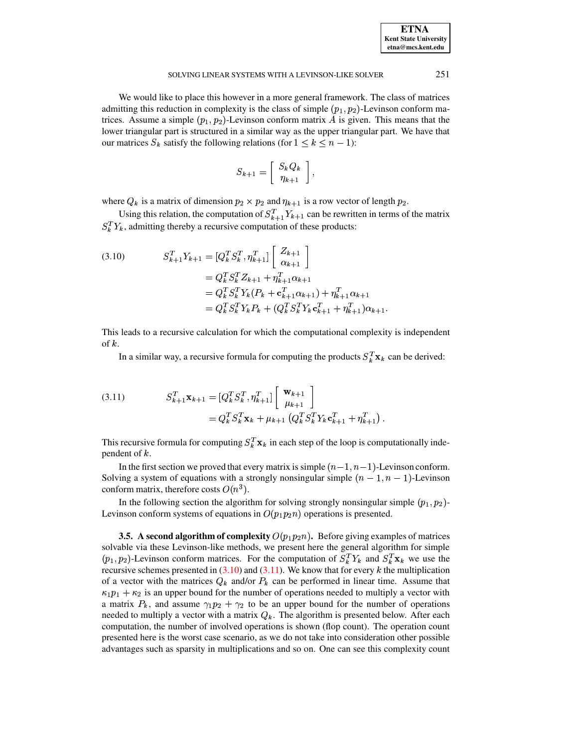We would like to place this however in a more general framework. The class of matrices admitting this reduction in complexity is the class of simple $(p_1, p_2)$-Levinson conform matrices. Assume a simple $(p_1, p_2)$-Levinson conform matrix $A$ is given. This means that the lower triangular part is structured in a similar way as the upper triangular part. We have that our matrices $S_k$ satisfy the following relations (for $1 \leq k \leq n-1$):

$$S_{k+1} = \begin{bmatrix} S_k Q_k \\ \eta_{k+1} \end{bmatrix},$$

where $Q_k$ is a matrix of dimension $p_2 \times p_2$ and $\eta_{k+1}$ is a row vector of length $p_2$.

Using this relation, the computation of $S_{k+1}^T Y_{k+1}$ can be rewritten in terms of the matrix $S_k^T Y_k$, admitting thereby a recursive computation of these products:

$$\begin{aligned}
S_{k+1}^T Y_{k+1} &= [Q_k^T S_k^T, \eta_{k+1}^T] \begin{bmatrix} Z_{k+1} \\ \alpha_{k+1} \end{bmatrix} \\
&= Q_k^T S_k^T Z_{k+1} + \eta_{k+1}^T \alpha_{k+1} \\
&= Q_k^T S_k^T Y_k (P_k + \mathbf{c}_{k+1}^T \alpha_{k+1}) + \eta_{k+1}^T \alpha_{k+1} \\
&= Q_k^T S_k^T Y_k P_k + (Q_k^T S_k^T Y_k \mathbf{c}_{k+1}^T + \eta_{k+1}^T) \alpha_{k+1}.
\end{aligned} \tag{3.10}$$

This leads to a recursive calculation for which the computational complexity is independent of $k$.

In a similar way, a recursive formula for computing the products $S_k^T \mathbf{x}_k$ can be derived:

$$\begin{aligned}
S_{k+1}^T \mathbf{x}_{k+1} &= [Q_k^T S_k^T, \eta_{k+1}^T] \begin{bmatrix} \mathbf{w}_{k+1} \\ \mu_{k+1} \end{bmatrix} \\
&= Q_k^T S_k^T \mathbf{x}_k + \mu_{k+1} \left( Q_k^T S_k^T Y_k \mathbf{c}_{k+1}^T + \eta_{k+1}^T \right).
\end{aligned} \tag{3.11}$$

This recursive formula for computing $S_k^T \mathbf{x}_k$ in each step of the loop is computationally independent of $k$.

In the first section we proved that every matrix is simple $(n-1, n-1)$-Levinson conform. Solving a system of equations with a strongly nonsingular simple $(n-1, n-1)$-Levinson conform matrix, therefore costs $O(n^3)$.

In the following section the algorithm for solving strongly nonsingular simple $(p_1, p_2)$-Levinson conform systems of equations in $O(p_1 p_2 n)$ operations is presented.

**3.5. A second algorithm of complexity $O(p_1 p_2 n)$.** Before giving examples of matrices solvable via these Levinson-like methods, we present here the general algorithm for simple $(p_1, p_2)$-Levinson conform matrices. For the computation of $S_k^T Y_k$ and $S_k^T \mathbf{x}_k$ we use the recursive schemes presented in (3.10) and (3.11). We know that for every $k$ the multiplication of a vector with the matrices $Q_k$ and/or $P_k$ can be performed in linear time. Assume that $\kappa_1 p_1 + \kappa_2$ is an upper bound for the number of operations needed to multiply a vector with a matrix $P_k$, and assume $\gamma_1 p_2 + \gamma_2$ to be an upper bound for the number of operations needed to multiply a vector with a matrix $Q_k$. The algorithm is presented below. After each computation, the number of involved operations is shown (flop count). The operation count presented here is the worst case scenario, as we do not take into consideration other possible advantages such as sparsity in multiplications and so on. One can see this complexity count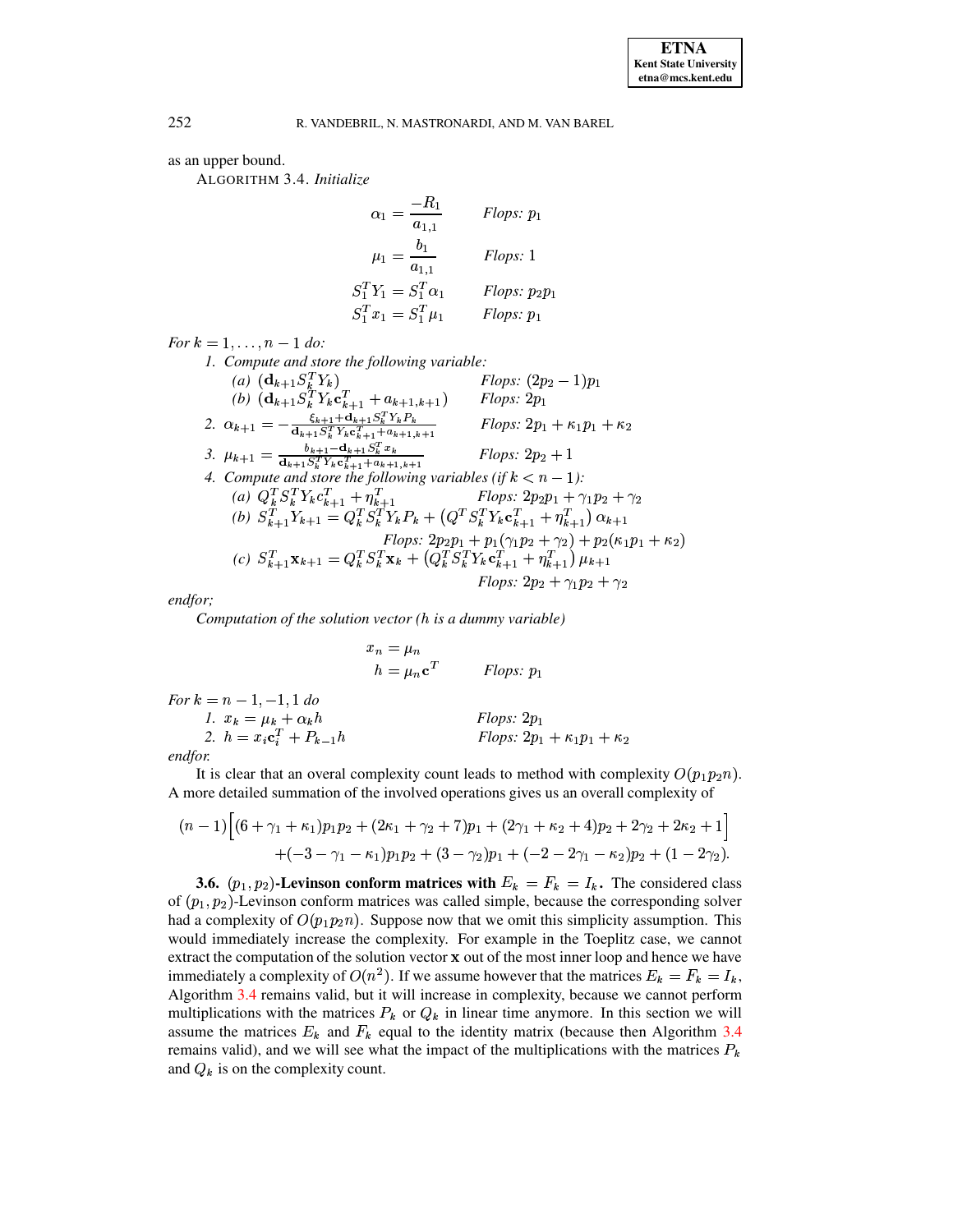as an upper bound.

ALGORITHM 3.4. *Initialize*

$$\alpha_1 = \frac{-R_1}{a_{1,1}} \qquad \textit{Flops: } p_1$$

$$\mu_1 = \frac{b_1}{a_{1,1}} \qquad \textit{Flops: } 1$$

$$S_1^T Y_1 = S_1^T \alpha_1 \qquad \textit{Flops: } p_2 p_1$$

$$S_1^T x_1 = S_1^T \mu_1 \qquad \textit{Flops: } p_1$$

*For* $k = 1, \ldots, n-1$ *do:*

1. *Compute and store the following variable:*
   - *(a)* $(\mathbf{d}_{k+1} S_k^T Y_k)$ *Flops:* $(2p_2 - 1)p_1$
   - *(b)* $(\mathbf{d}_{k+1} S_k^T Y_k \mathbf{c}_{k+1}^T + a_{k+1,k+1})$ *Flops:* $2p_1$
2. $\alpha_{k+1} = -\frac{\xi_{k+1} + \mathbf{d}_{k+1} S_k^T Y_k P_k}{\mathbf{d}_{k+1} S_k^T Y_k \mathbf{c}_{k+1}^T + a_{k+1,k+1}}$ *Flops:* $2p_1 + \kappa_1 p_1 + \kappa_2$
3. $\mu_{k+1} = \frac{b_{k+1} - \mathbf{d}_{k+1} S_k^T x_k}{\mathbf{d}_{k+1} S_k^T Y_k \mathbf{c}_{k+1}^T + a_{k+1,k+1}}$ *Flops:* $2p_2 + 1$
4. *Compute and store the following variables (if* $k < n-1$*):*
   - *(a)* $Q_k^T S_k^T Y_k c_{k+1}^T + \eta_{k+1}^T$ *Flops:* $2p_2 p_1 + \gamma_1 p_2 + \gamma_2$
   - *(b)* $S_{k+1}^T Y_{k+1} = Q_k^T S_k^T Y_k P_k + \left(Q^T S_k^T Y_k \mathbf{c}_{k+1}^T + \eta_{k+1}^T\right) \alpha_{k+1}$
     *Flops:* $2p_2 p_1 + p_1(\gamma_1 p_2 + \gamma_2) + p_2(\kappa_1 p_1 + \kappa_2)$
   - *(c)* $S_{k+1}^T \mathbf{x}_{k+1} = Q_k^T S_k^T \mathbf{x}_k + \left(Q_k^T S_k^T Y_k \mathbf{c}_{k+1}^T + \eta_{k+1}^T\right) \mu_{k+1}$
     *Flops:* $2p_2 + \gamma_1 p_2 + \gamma_2$

*endfor;*

*Computation of the solution vector (h is a dummy variable)*

$$x_n = \mu_n$$

$$h = \mu_n \mathbf{c}^T \qquad \textit{Flops: } p_1$$

*For* $k = n-1, -1, 1$ *do*

1. $x_k = \mu_k + \alpha_k h$ *Flops:* $2p_1$
2. $h = x_i \mathbf{c}_i^T + P_{k-1} h$ *Flops:* $2p_1 + \kappa_1 p_1 + \kappa_2$

*endfor.*

It is clear that an overal complexity count leads to method with complexity $O(p_1 p_2 n)$. A more detailed summation of the involved operations gives us an overall complexity of

$$(n-1)\Big[(6 + \gamma_1 + \kappa_1)p_1 p_2 + (2\kappa_1 + \gamma_2 + 7)p_1 + (2\gamma_1 + \kappa_2 + 4)p_2 + 2\gamma_2 + 2\kappa_2 + 1\Big]$$
$$+ (-3 - \gamma_1 - \kappa_1)p_1 p_2 + (3 - \gamma_2)p_1 + (-2 - 2\gamma_1 - \kappa_2)p_2 + (1 - 2\gamma_2).$$

**3.6.** $(p_1, p_2)$**-Levinson conform matrices with** $E_k = F_k = I_k$**.** The considered class of $(p_1, p_2)$-Levinson conform matrices was called simple, because the corresponding solver had a complexity of $O(p_1 p_2 n)$. Suppose now that we omit this simplicity assumption. This would immediately increase the complexity. For example in the Toeplitz case, we cannot extract the computation of the solution vector $\mathbf{x}$ out of the most inner loop and hence we have immediately a complexity of $O(n^2)$. If we assume however that the matrices $E_k = F_k = I_k$, Algorithm 3.4 remains valid, but it will increase in complexity, because we cannot perform multiplications with the matrices $P_k$ or $Q_k$ in linear time anymore. In this section we will assume the matrices $E_k$ and $F_k$ equal to the identity matrix (because then Algorithm 3.4 remains valid), and we will see what the impact of the multiplications with the matrices $P_k$ and $Q_k$ is on the complexity count.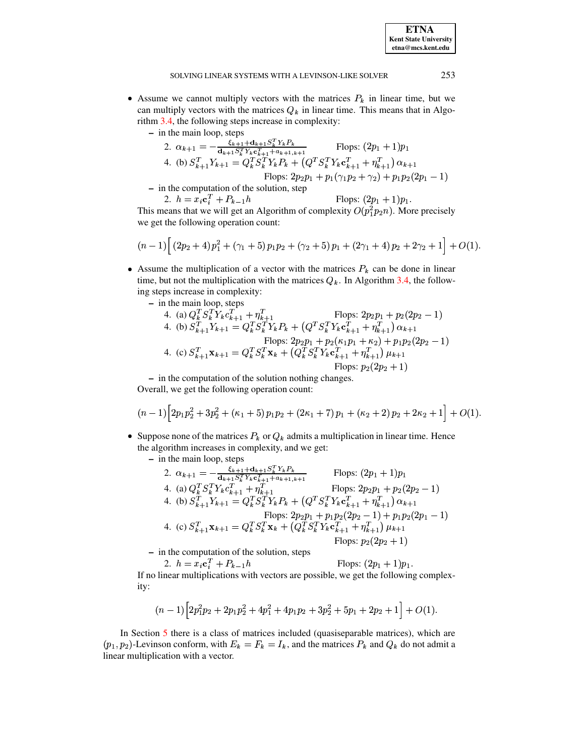- Assume we cannot multiply vectors with the matrices $P_k$ in linear time, but we can multiply vectors with the matrices $Q_k$ in linear time. This means that in Algorithm 3.4, the following steps increase in complexity:
  - in the main loop, steps

    2. $\alpha_{k+1} = -\frac{\xi_{k+1}+\mathbf{d}_{k+1}S_k^T Y_k P_k}{\mathbf{d}_{k+1}S_k^T Y_k \mathbf{c}_{k+1}^T + a_{k+1,k+1}}$ Flops: $(2p_1+1)p_1$

    4. (b) $S_{k+1}^T Y_{k+1} = Q_k^T S_k^T Y_k P_k + \left(Q^T S_k^T Y_k \mathbf{c}_{k+1}^T + \eta_{k+1}^T\right)\alpha_{k+1}$ Flops: $2p_2p_1 + p_1(\gamma_1 p_2 + \gamma_2) + p_1p_2(2p_1-1)$
  - in the computation of the solution, step

    2. $h = x_i \mathbf{c}_i^T + P_{k-1}h$ Flops: $(2p_1+1)p_1$.

  This means that we will get an Algorithm of complexity $O(p_1^2 p_2 n)$. More precisely we get the following operation count:

$$(n-1)\Big[(2p_2+4)p_1^2 + (\gamma_1+5)p_1p_2 + (\gamma_2+5)p_1 + (2\gamma_1+4)p_2 + 2\gamma_2 + 1\Big] + O(1).$$

- Assume the multiplication of a vector with the matrices $P_k$ can be done in linear time, but not the multiplication with the matrices $Q_k$. In Algorithm 3.4, the following steps increase in complexity:
  - in the main loop, steps

    4. (a) $Q_k^T S_k^T Y_k c_{k+1}^T + \eta_{k+1}^T$ Flops: $2p_2p_1 + p_2(2p_2-1)$

    4. (b) $S_{k+1}^T Y_{k+1} = Q_k^T S_k^T Y_k P_k + \left(Q^T S_k^T Y_k \mathbf{c}_{k+1}^T + \eta_{k+1}^T\right)\alpha_{k+1}$ Flops: $2p_2p_1 + p_2(\kappa_1 p_1 + \kappa_2) + p_1p_2(2p_2-1)$

    4. (c) $S_{k+1}^T \mathbf{x}_{k+1} = Q_k^T S_k^T \mathbf{x}_k + \left(Q_k^T S_k^T Y_k \mathbf{c}_{k+1}^T + \eta_{k+1}^T\right)\mu_{k+1}$ Flops: $p_2(2p_2+1)$
  - in the computation of the solution nothing changes.

  Overall, we get the following operation count:

$$(n-1)\Big[2p_1p_2^2 + 3p_2^2 + (\kappa_1+5)p_1p_2 + (2\kappa_1+7)p_1 + (\kappa_2+2)p_2 + 2\kappa_2 + 1\Big] + O(1).$$

- Suppose none of the matrices $P_k$ or $Q_k$ admits a multiplication in linear time. Hence the algorithm increases in complexity, and we get:
  - in the main loop, steps

    2. $\alpha_{k+1} = -\frac{\xi_{k+1}+\mathbf{d}_{k+1}S_k^T Y_k P_k}{\mathbf{d}_{k+1}S_k^T Y_k \mathbf{c}_{k+1}^T + a_{k+1,k+1}}$ Flops: $(2p_1+1)p_1$

    4. (a) $Q_k^T S_k^T Y_k c_{k+1}^T + \eta_{k+1}^T$ Flops: $2p_2p_1 + p_2(2p_2-1)$

    4. (b) $S_{k+1}^T Y_{k+1} = Q_k^T S_k^T Y_k P_k + \left(Q^T S_k^T Y_k \mathbf{c}_{k+1}^T + \eta_{k+1}^T\right)\alpha_{k+1}$ Flops: $2p_2p_1 + p_1p_2(2p_2-1) + p_1p_2(2p_1-1)$

    4. (c) $S_{k+1}^T \mathbf{x}_{k+1} = Q_k^T S_k^T \mathbf{x}_k + \left(Q_k^T S_k^T Y_k \mathbf{c}_{k+1}^T + \eta_{k+1}^T\right)\mu_{k+1}$ Flops: $p_2(2p_2+1)$
  - in the computation of the solution, steps

    2. $h = x_i \mathbf{c}_i^T + P_{k-1}h$ Flops: $(2p_1+1)p_1$.

  If no linear multiplications with vectors are possible, we get the following complexity:

$$(n-1)\Big[2p_1^2p_2 + 2p_1p_2^2 + 4p_1^2 + 4p_1p_2 + 3p_2^2 + 5p_1 + 2p_2 + 1\Big] + O(1).$$

In Section 5 there is a class of matrices included (quasiseparable matrices), which are $(p_1, p_2)$-Levinson conform, with $E_k = F_k = I_k$, and the matrices $P_k$ and $Q_k$ do not admit a linear multiplication with a vector.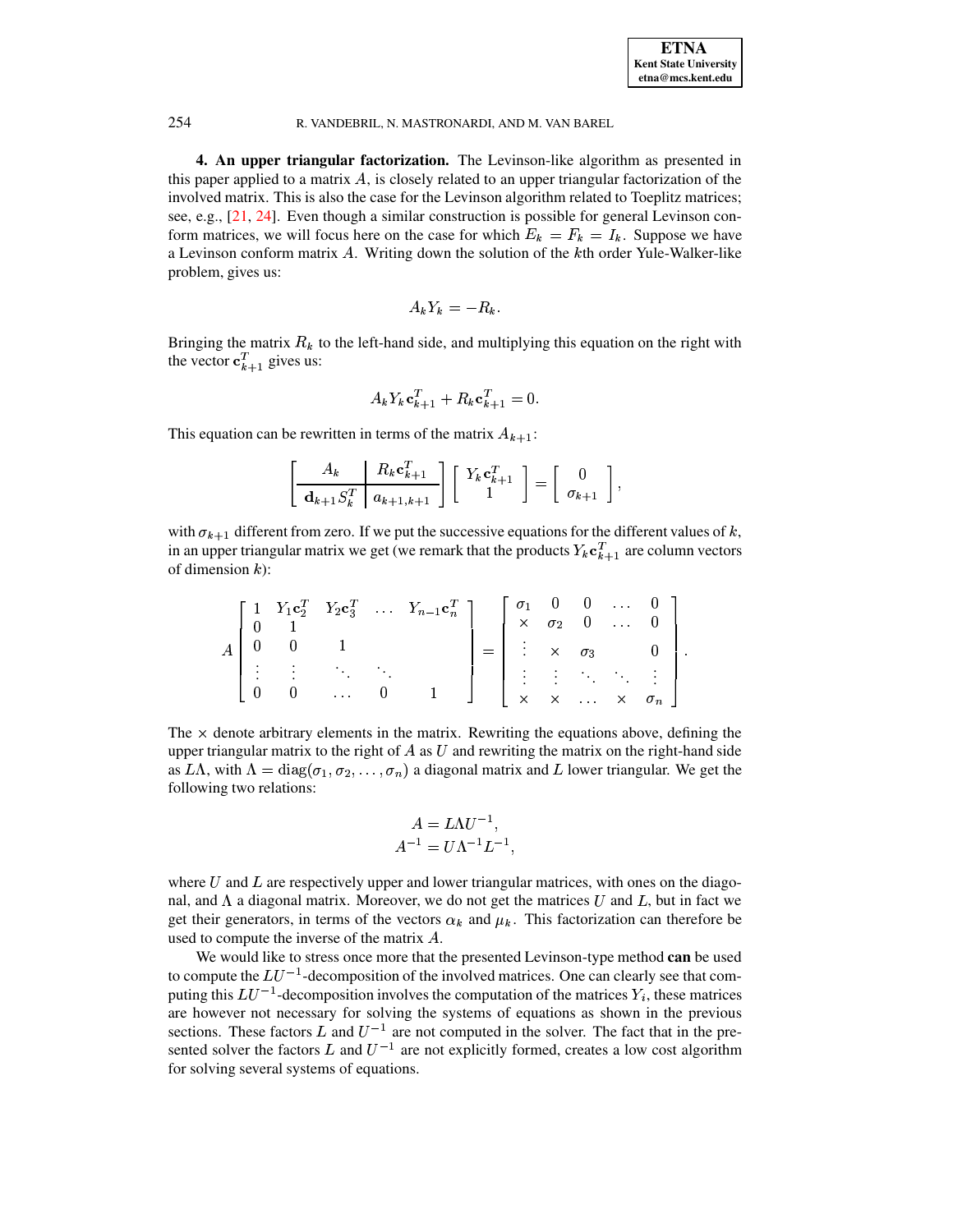**4. An upper triangular factorization.** The Levinson-like algorithm as presented in this paper applied to a matrix $A$, is closely related to an upper triangular factorization of the involved matrix. This is also the case for the Levinson algorithm related to Toeplitz matrices; see, e.g., [21, 24]. Even though a similar construction is possible for general Levinson conform matrices, we will focus here on the case for which $E_k = F_k = I_k$. Suppose we have a Levinson conform matrix $A$. Writing down the solution of the $k$th order Yule-Walker-like problem, gives us:

$$A_k Y_k = -R_k.$$

Bringing the matrix $R_k$ to the left-hand side, and multiplying this equation on the right with the vector $\mathbf{c}_{k+1}^T$ gives us:

$$A_k Y_k \mathbf{c}_{k+1}^T + R_k \mathbf{c}_{k+1}^T = 0.$$

This equation can be rewritten in terms of the matrix $A_{k+1}$:

$$\left[\begin{array}{c|c} A_k & R_k \mathbf{c}_{k+1}^T \\ \hline \mathbf{d}_{k+1} S_k^T & a_{k+1,k+1} \end{array}\right] \left[\begin{array}{c} Y_k \mathbf{c}_{k+1}^T \\ 1 \end{array}\right] = \left[\begin{array}{c} 0 \\ \sigma_{k+1} \end{array}\right],$$

with $\sigma_{k+1}$ different from zero. If we put the successive equations for the different values of $k$, in an upper triangular matrix we get (we remark that the products $Y_k \mathbf{c}_{k+1}^T$ are column vectors of dimension $k$):

$$A \left[\begin{array}{ccccc} 1 & Y_1 \mathbf{c}_2^T & Y_2 \mathbf{c}_3^T & \dots & Y_{n-1} \mathbf{c}_n^T \\ 0 & 1 & & & \\ 0 & 0 & 1 & & \\ \vdots & \vdots & \ddots & \ddots & \\ 0 & 0 & \dots & 0 & 1 \end{array}\right] = \left[\begin{array}{ccccc} \sigma_1 & 0 & 0 & \dots & 0 \\ \times & \sigma_2 & 0 & \dots & 0 \\ \vdots & \times & \sigma_3 & & 0 \\ \vdots & \vdots & \ddots & \ddots & \vdots \\ \times & \times & \dots & \times & \sigma_n \end{array}\right].$$

The $\times$ denote arbitrary elements in the matrix. Rewriting the equations above, defining the upper triangular matrix to the right of $A$ as $U$ and rewriting the matrix on the right-hand side as $L\Lambda$, with $\Lambda = \operatorname{diag}(\sigma_1, \sigma_2, \dots, \sigma_n)$ a diagonal matrix and $L$ lower triangular. We get the following two relations:

$$A = L \Lambda U^{-1},$$
$$A^{-1} = U \Lambda^{-1} L^{-1},$$

where $U$ and $L$ are respectively upper and lower triangular matrices, with ones on the diagonal, and $\Lambda$ a diagonal matrix. Moreover, we do not get the matrices $U$ and $L$, but in fact we get their generators, in terms of the vectors $\alpha_k$ and $\mu_k$. This factorization can therefore be used to compute the inverse of the matrix $A$.

We would like to stress once more that the presented Levinson-type method **can** be used to compute the $LU^{-1}$-decomposition of the involved matrices. One can clearly see that computing this $LU^{-1}$-decomposition involves the computation of the matrices $Y_i$, these matrices are however not necessary for solving the systems of equations as shown in the previous sections. These factors $L$ and $U^{-1}$ are not computed in the solver. The fact that in the presented solver the factors $L$ and $U^{-1}$ are not explicitly formed, creates a low cost algorithm for solving several systems of equations.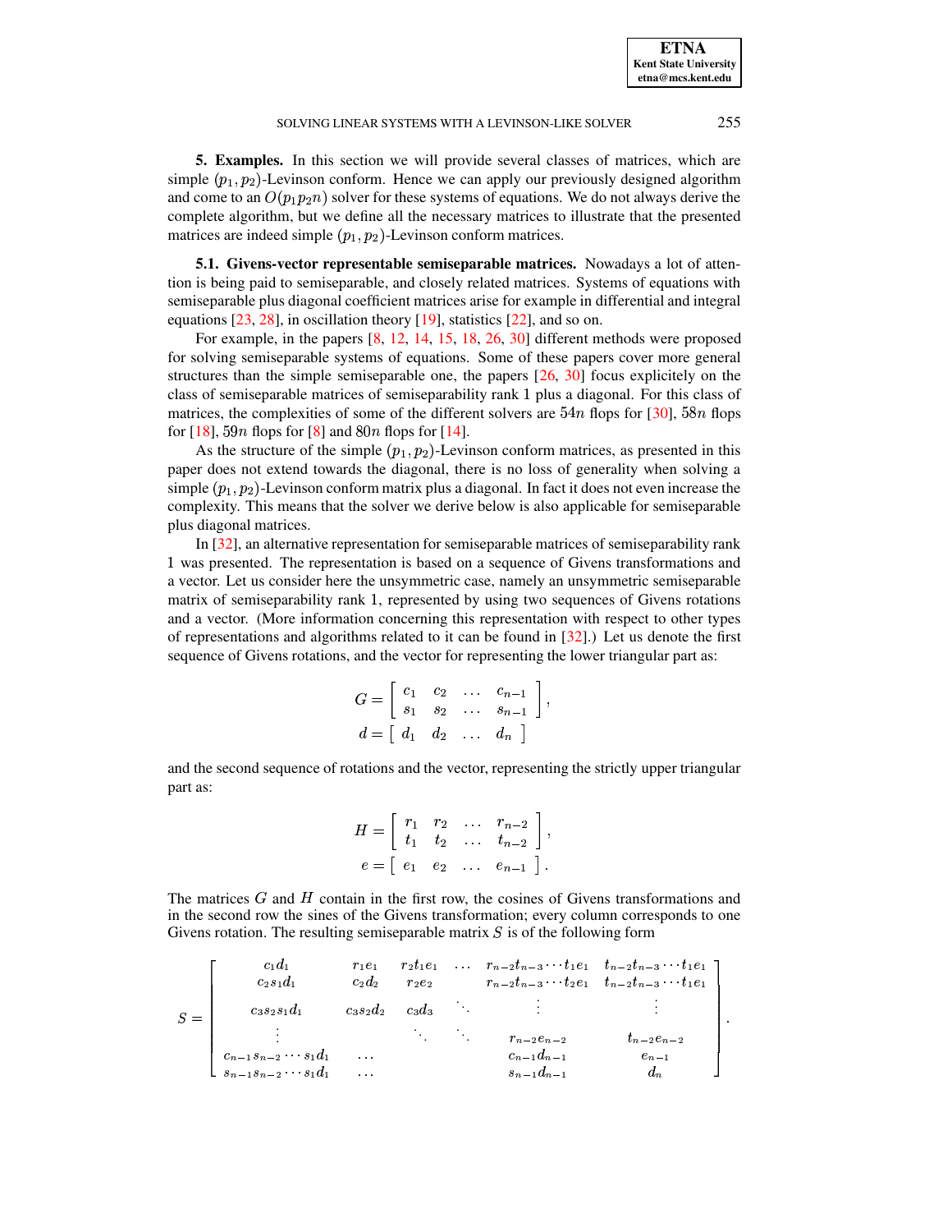## 5. Examples.

In this section we will provide several classes of matrices, which are simple $(p_1, p_2)$-Levinson conform. Hence we can apply our previously designed algorithm and come to an $O(p_1 p_2 n)$ solver for these systems of equations. We do not always derive the complete algorithm, but we define all the necessary matrices to illustrate that the presented matrices are indeed simple $(p_1, p_2)$-Levinson conform matrices.

### 5.1. Givens-vector representable semiseparable matrices.

Nowadays a lot of attention is being paid to semiseparable, and closely related matrices. Systems of equations with semiseparable plus diagonal coefficient matrices arise for example in differential and integral equations [23, 28], in oscillation theory [19], statistics [22], and so on.

For example, in the papers [8, 12, 14, 15, 18, 26, 30] different methods were proposed for solving semiseparable systems of equations. Some of these papers cover more general structures than the simple semiseparable one, the papers [26, 30] focus explicitely on the class of semiseparable matrices of semiseparability rank 1 plus a diagonal. For this class of matrices, the complexities of some of the different solvers are $54n$ flops for [30], $58n$ flops for [18], $59n$ flops for [8] and $80n$ flops for [14].

As the structure of the simple $(p_1, p_2)$-Levinson conform matrices, as presented in this paper does not extend towards the diagonal, there is no loss of generality when solving a simple $(p_1, p_2)$-Levinson conform matrix plus a diagonal. In fact it does not even increase the complexity. This means that the solver we derive below is also applicable for semiseparable plus diagonal matrices.

In [32], an alternative representation for semiseparable matrices of semiseparability rank 1 was presented. The representation is based on a sequence of Givens transformations and a vector. Let us consider here the unsymmetric case, namely an unsymmetric semiseparable matrix of semiseparability rank 1, represented by using two sequences of Givens rotations and a vector. (More information concerning this representation with respect to other types of representations and algorithms related to it can be found in [32].) Let us denote the first sequence of Givens rotations, and the vector for representing the lower triangular part as:

$$
G = \begin{bmatrix} c_1 & c_2 & \dots & c_{n-1} \\ s_1 & s_2 & \dots & s_{n-1} \end{bmatrix},
$$
$$
d = \begin{bmatrix} d_1 & d_2 & \dots & d_n \end{bmatrix}
$$

and the second sequence of rotations and the vector, representing the strictly upper triangular part as:

$$
H = \begin{bmatrix} r_1 & r_2 & \dots & r_{n-2} \\ t_1 & t_2 & \dots & t_{n-2} \end{bmatrix},
$$
$$
e = \begin{bmatrix} e_1 & e_2 & \dots & e_{n-1} \end{bmatrix}.
$$

The matrices $G$ and $H$ contain in the first row, the cosines of Givens transformations and in the second row the sines of the Givens transformation; every column corresponds to one Givens rotation. The resulting semiseparable matrix $S$ is of the following form

$$
S = \begin{bmatrix}
c_1 d_1 & r_1 e_1 & r_2 t_1 e_1 & \dots & r_{n-2} t_{n-3} \cdots t_1 e_1 & t_{n-2} t_{n-3} \cdots t_1 e_1 \\
c_2 s_1 d_1 & c_2 d_2 & r_2 e_2 & & r_{n-2} t_{n-3} \cdots t_2 e_1 & t_{n-2} t_{n-3} \cdots t_1 e_1 \\
c_3 s_2 s_1 d_1 & c_3 s_2 d_2 & c_3 d_3 & \ddots & \vdots & \vdots \\
\vdots & & \ddots & \ddots & r_{n-2} e_{n-2} & t_{n-2} e_{n-2} \\
c_{n-1} s_{n-2} \cdots s_1 d_1 & \dots & & & c_{n-1} d_{n-1} & e_{n-1} \\
s_{n-1} s_{n-2} \cdots s_1 d_1 & \dots & & & s_{n-1} d_{n-1} & d_n
\end{bmatrix}.
$$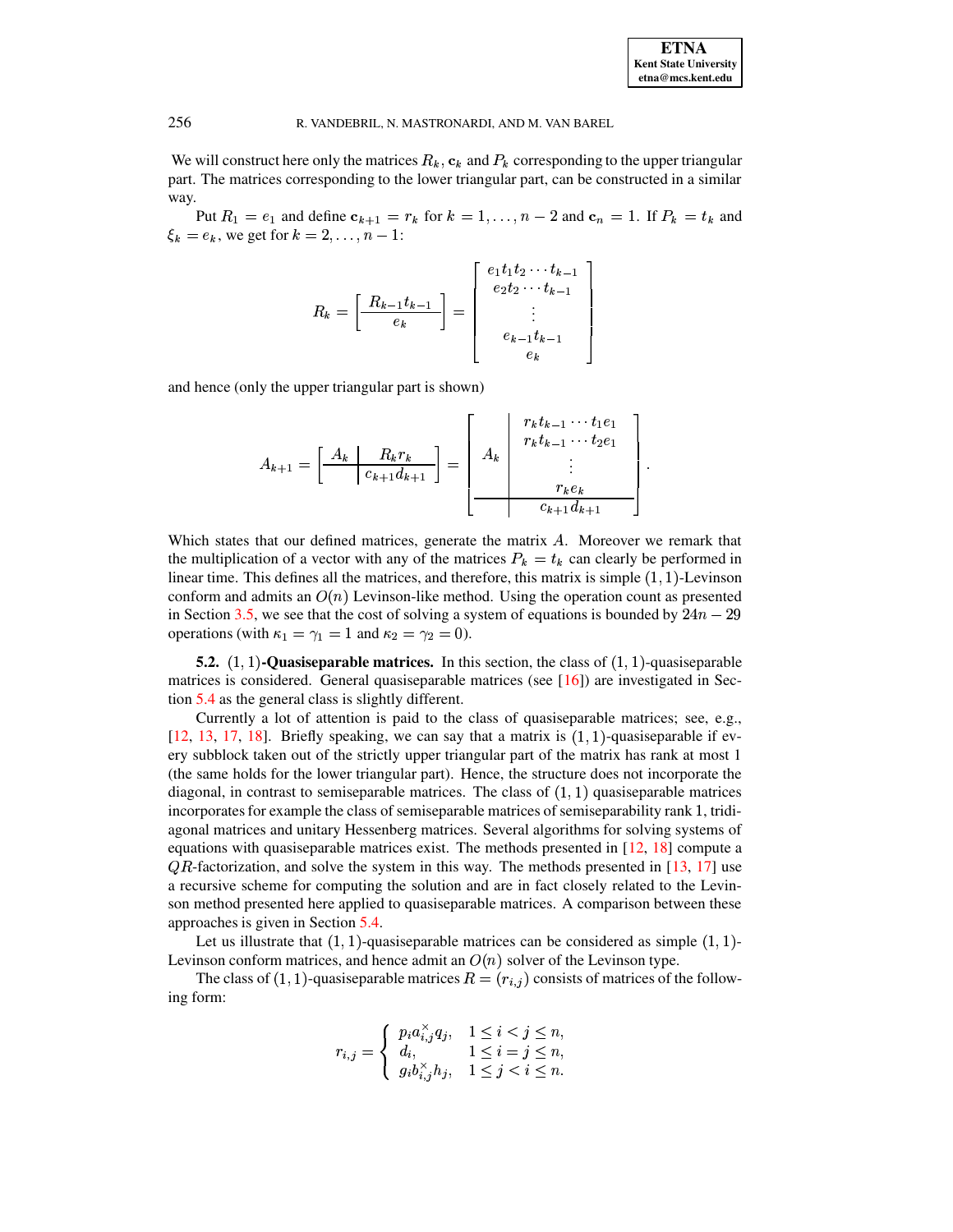We will construct here only the matrices $R_k$, $\mathbf{c}_k$ and $P_k$ corresponding to the upper triangular part. The matrices corresponding to the lower triangular part, can be constructed in a similar way.

Put $R_1 = e_1$ and define $\mathbf{c}_{k+1} = r_k$ for $k = 1, \ldots, n-2$ and $\mathbf{c}_n = 1$. If $P_k = t_k$ and $\xi_k = e_k$, we get for $k = 2, \ldots, n-1$:

$$R_k = \left[ \frac{R_{k-1} t_{k-1}}{e_k} \right] = \begin{bmatrix} e_1 t_1 t_2 \cdots t_{k-1} \\ e_2 t_2 \cdots t_{k-1} \\ \vdots \\ e_{k-1} t_{k-1} \\ e_k \end{bmatrix}$$

and hence (only the upper triangular part is shown)

$$A_{k+1} = \left[ \begin{array}{c|c} A_k & R_k r_k \\ \hline & c_{k+1} d_{k+1} \end{array} \right] = \left[ \begin{array}{c|c} & r_k t_{k-1} \cdots t_1 e_1 \\ & r_k t_{k-1} \cdots t_2 e_1 \\ A_k & \vdots \\ & r_k e_k \\ \hline & c_{k+1} d_{k+1} \end{array} \right].$$

Which states that our defined matrices, generate the matrix $A$. Moreover we remark that the multiplication of a vector with any of the matrices $P_k = t_k$ can clearly be performed in linear time. This defines all the matrices, and therefore, this matrix is simple $(1,1)$-Levinson conform and admits an $O(n)$ Levinson-like method. Using the operation count as presented in Section 3.5, we see that the cost of solving a system of equations is bounded by $24n - 29$ operations (with $\kappa_1 = \gamma_1 = 1$ and $\kappa_2 = \gamma_2 = 0$).

**5.2. $(1,1)$-Quasiseparable matrices.** In this section, the class of $(1,1)$-quasiseparable matrices is considered. General quasiseparable matrices (see [16]) are investigated in Section 5.4 as the general class is slightly different.

Currently a lot of attention is paid to the class of quasiseparable matrices; see, e.g., [12, 13, 17, 18]. Briefly speaking, we can say that a matrix is $(1,1)$-quasiseparable if every subblock taken out of the strictly upper triangular part of the matrix has rank at most 1 (the same holds for the lower triangular part). Hence, the structure does not incorporate the diagonal, in contrast to semiseparable matrices. The class of $(1,1)$ quasiseparable matrices incorporates for example the class of semiseparable matrices of semiseparability rank 1, tridiagonal matrices and unitary Hessenberg matrices. Several algorithms for solving systems of equations with quasiseparable matrices exist. The methods presented in [12, 18] compute a $QR$-factorization, and solve the system in this way. The methods presented in [13, 17] use a recursive scheme for computing the solution and are in fact closely related to the Levinson method presented here applied to quasiseparable matrices. A comparison between these approaches is given in Section 5.4.

Let us illustrate that $(1,1)$-quasiseparable matrices can be considered as simple $(1,1)$-Levinson conform matrices, and hence admit an $O(n)$ solver of the Levinson type.

The class of $(1,1)$-quasiseparable matrices $R = (r_{i,j})$ consists of matrices of the following form:

$$r_{i,j} = \begin{cases} p_i a_{i,j}^{\times} q_j, & 1 \leq i < j \leq n, \\ d_i, & 1 \leq i = j \leq n, \\ g_i b_{i,j}^{\times} h_j, & 1 \leq j < i \leq n. \end{cases}$$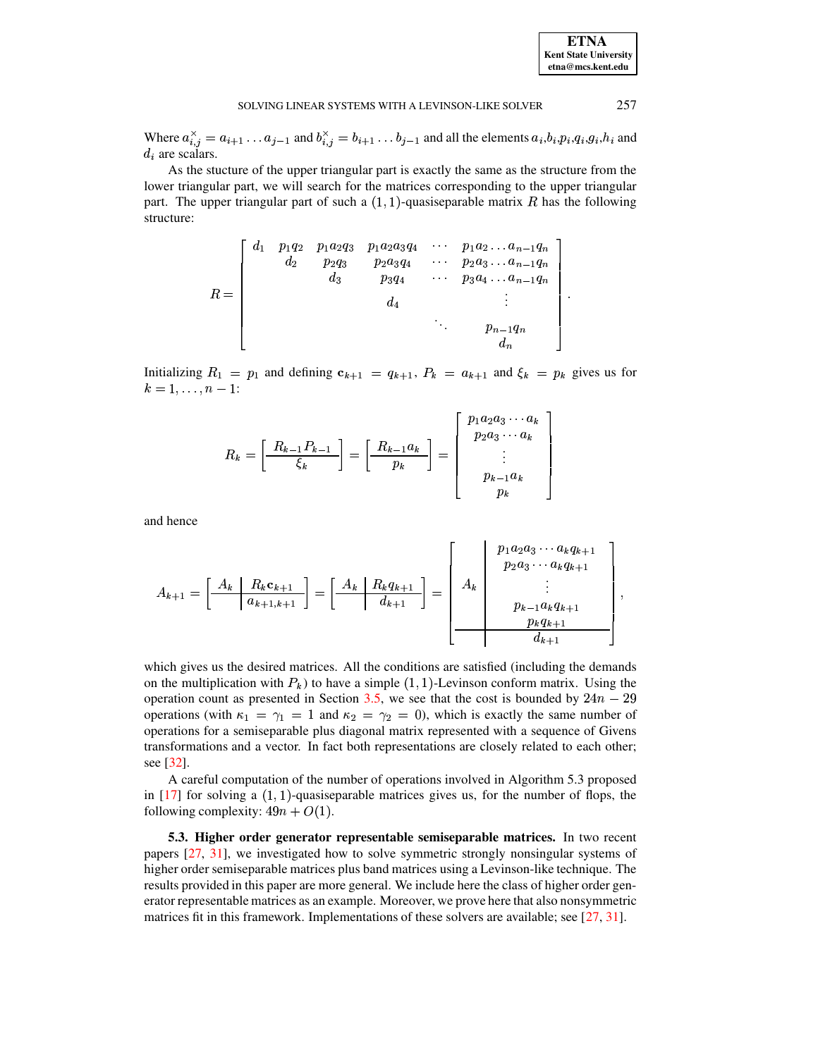Where $a^{\times}_{i,j} = a_{i+1} \dots a_{j-1}$ and $b^{\times}_{i,j} = b_{i+1} \dots b_{j-1}$ and all the elements $a_i$,$b_i$,$p_i$,$q_i$,$g_i$,$h_i$ and $d_i$ are scalars.

As the stucture of the upper triangular part is exactly the same as the structure from the lower triangular part, we will search for the matrices corresponding to the upper triangular part. The upper triangular part of such a $(1,1)$-quasiseparable matrix $R$ has the following structure:

$$
R = \begin{bmatrix}
d_1 & p_1 q_2 & p_1 a_2 q_3 & p_1 a_2 a_3 q_4 & \cdots & p_1 a_2 \dots a_{n-1} q_n \\
 & d_2 & p_2 q_3 & p_2 a_3 q_4 & \cdots & p_2 a_3 \dots a_{n-1} q_n \\
 & & d_3 & p_3 q_4 & \cdots & p_3 a_4 \dots a_{n-1} q_n \\
 & & & d_4 & & \vdots \\
 & & & & \ddots & p_{n-1} q_n \\
 & & & & & d_n
\end{bmatrix}.
$$

Initializing $R_1 = p_1$ and defining $\mathbf{c}_{k+1} = q_{k+1}$, $P_k = a_{k+1}$ and $\xi_k = p_k$ gives us for $k = 1, \dots, n-1$:

$$
R_k = \left[\begin{array}{c} R_{k-1} P_{k-1} \\ \hline \xi_k \end{array}\right] = \left[\begin{array}{c} R_{k-1} a_k \\ \hline p_k \end{array}\right] = \begin{bmatrix} p_1 a_2 a_3 \cdots a_k \\ p_2 a_3 \cdots a_k \\ \vdots \\ p_{k-1} a_k \\ p_k \end{bmatrix}
$$

and hence

$$
A_{k+1} = \left[\begin{array}{c|c} A_k & R_k \mathbf{c}_{k+1} \\ \hline & a_{k+1,k+1} \end{array}\right] = \left[\begin{array}{c|c} A_k & R_k q_{k+1} \\ \hline & d_{k+1} \end{array}\right] = \left[\begin{array}{c|c} A_k & \begin{array}{c} p_1 a_2 a_3 \cdots a_k q_{k+1} \\ p_2 a_3 \cdots a_k q_{k+1} \\ \vdots \\ p_{k-1} a_k q_{k+1} \\ p_k q_{k+1} \end{array} \\ \hline & d_{k+1} \end{array}\right],
$$

which gives us the desired matrices. All the conditions are satisfied (including the demands on the multiplication with $P_k$) to have a simple $(1,1)$-Levinson conform matrix. Using the operation count as presented in Section 3.5, we see that the cost is bounded by $24n - 29$ operations (with $\kappa_1 = \gamma_1 = 1$ and $\kappa_2 = \gamma_2 = 0$), which is exactly the same number of operations for a semiseparable plus diagonal matrix represented with a sequence of Givens transformations and a vector. In fact both representations are closely related to each other; see [32].

A careful computation of the number of operations involved in Algorithm 5.3 proposed in [17] for solving a $(1,1)$-quasiseparable matrices gives us, for the number of flops, the following complexity: $49n + O(1)$.

**5.3. Higher order generator representable semiseparable matrices.** In two recent papers [27, 31], we investigated how to solve symmetric strongly nonsingular systems of higher order semiseparable matrices plus band matrices using a Levinson-like technique. The results provided in this paper are more general. We include here the class of higher order generator representable matrices as an example. Moreover, we prove here that also nonsymmetric matrices fit in this framework. Implementations of these solvers are available; see [27, 31].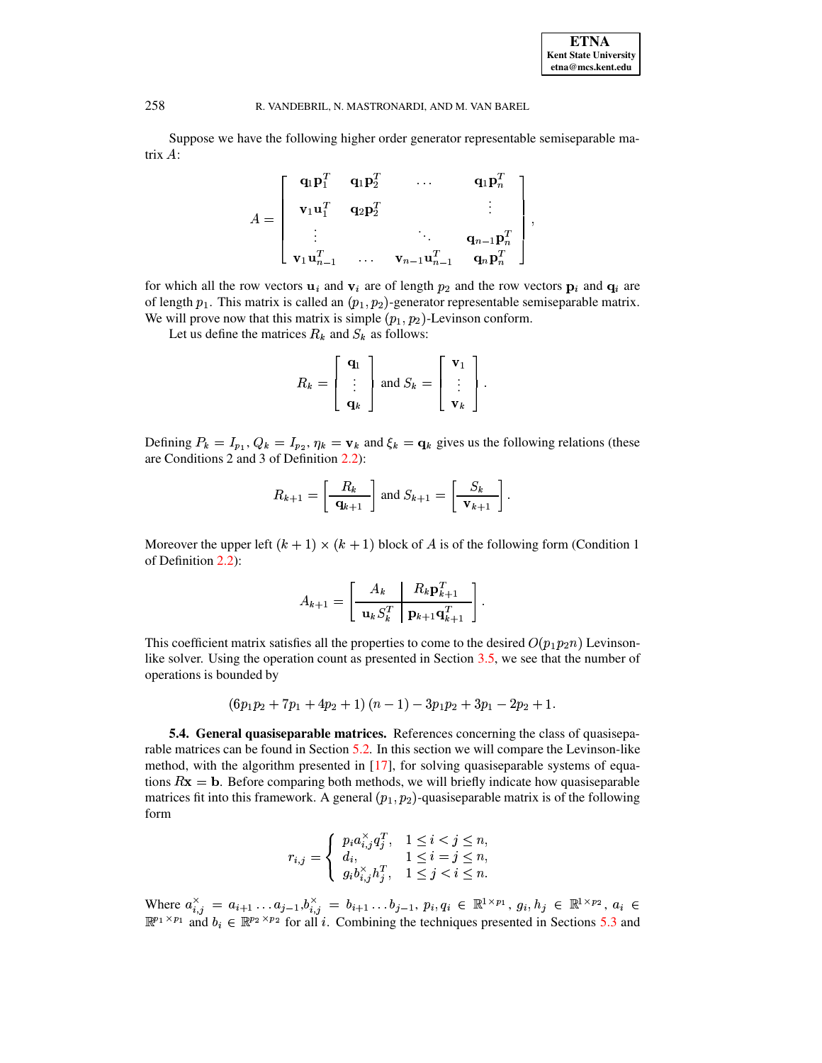Suppose we have the following higher order generator representable semiseparable matrix $A$:

$$A = \begin{bmatrix} \mathbf{q}_1\mathbf{p}_1^T & \mathbf{q}_1\mathbf{p}_2^T & \dots & \mathbf{q}_1\mathbf{p}_n^T \\ \mathbf{v}_1\mathbf{u}_1^T & \mathbf{q}_2\mathbf{p}_2^T & & \vdots \\ \vdots & & \ddots & \mathbf{q}_{n-1}\mathbf{p}_n^T \\ \mathbf{v}_1\mathbf{u}_{n-1}^T & \dots & \mathbf{v}_{n-1}\mathbf{u}_{n-1}^T & \mathbf{q}_n\mathbf{p}_n^T \end{bmatrix},$$

for which all the row vectors $\mathbf{u}_i$ and $\mathbf{v}_i$ are of length $p_2$ and the row vectors $\mathbf{p}_i$ and $\mathbf{q}_i$ are of length $p_1$. This matrix is called an $(p_1, p_2)$-generator representable semiseparable matrix. We will prove now that this matrix is simple $(p_1, p_2)$-Levinson conform.

Let us define the matrices $R_k$ and $S_k$ as follows:

$$R_k = \begin{bmatrix} \mathbf{q}_1 \\ \vdots \\ \mathbf{q}_k \end{bmatrix} \text{ and } S_k = \begin{bmatrix} \mathbf{v}_1 \\ \vdots \\ \mathbf{v}_k \end{bmatrix}.$$

Defining $P_k = I_{p_1}$, $Q_k = I_{p_2}$, $\eta_k = \mathbf{v}_k$ and $\xi_k = \mathbf{q}_k$ gives us the following relations (these are Conditions 2 and 3 of Definition 2.2):

$$R_{k+1} = \left[\begin{array}{c} R_k \\ \hline \mathbf{q}_{k+1} \end{array}\right] \text{ and } S_{k+1} = \left[\begin{array}{c} S_k \\ \hline \mathbf{v}_{k+1} \end{array}\right].$$

Moreover the upper left $(k+1) \times (k+1)$ block of $A$ is of the following form (Condition 1 of Definition 2.2):

$$A_{k+1} = \left[\begin{array}{c|c} A_k & R_k\mathbf{p}_{k+1}^T \\ \hline \mathbf{u}_k S_k^T & \mathbf{p}_{k+1}\mathbf{q}_{k+1}^T \end{array}\right].$$

This coefficient matrix satisfies all the properties to come to the desired $O(p_1p_2n)$ Levinson-like solver. Using the operation count as presented in Section 3.5, we see that the number of operations is bounded by

$$(6p_1p_2 + 7p_1 + 4p_2 + 1)(n-1) - 3p_1p_2 + 3p_1 - 2p_2 + 1.$$

**5.4. General quasiseparable matrices.** References concerning the class of quasiseparable matrices can be found in Section 5.2. In this section we will compare the Levinson-like method, with the algorithm presented in [17], for solving quasiseparable systems of equations $R\mathbf{x} = \mathbf{b}$. Before comparing both methods, we will briefly indicate how quasiseparable matrices fit into this framework. A general $(p_1, p_2)$-quasiseparable matrix is of the following form

$$r_{i,j} = \begin{cases} p_i a_{i,j}^{\times} q_j^T, & 1 \le i < j \le n, \\ d_i, & 1 \le i = j \le n, \\ g_i b_{i,j}^{\times} h_j^T, & 1 \le j < i \le n. \end{cases}$$

Where $a_{i,j}^{\times} = a_{i+1} \dots a_{j-1}$, $b_{i,j}^{\times} = b_{i+1} \dots b_{j-1}$, $p_i, q_i \in \mathbb{R}^{1 \times p_1}$, $g_i, h_j \in \mathbb{R}^{1 \times p_2}$, $a_i \in \mathbb{R}^{p_1 \times p_1}$ and $b_i \in \mathbb{R}^{p_2 \times p_2}$ for all $i$. Combining the techniques presented in Sections 5.3 and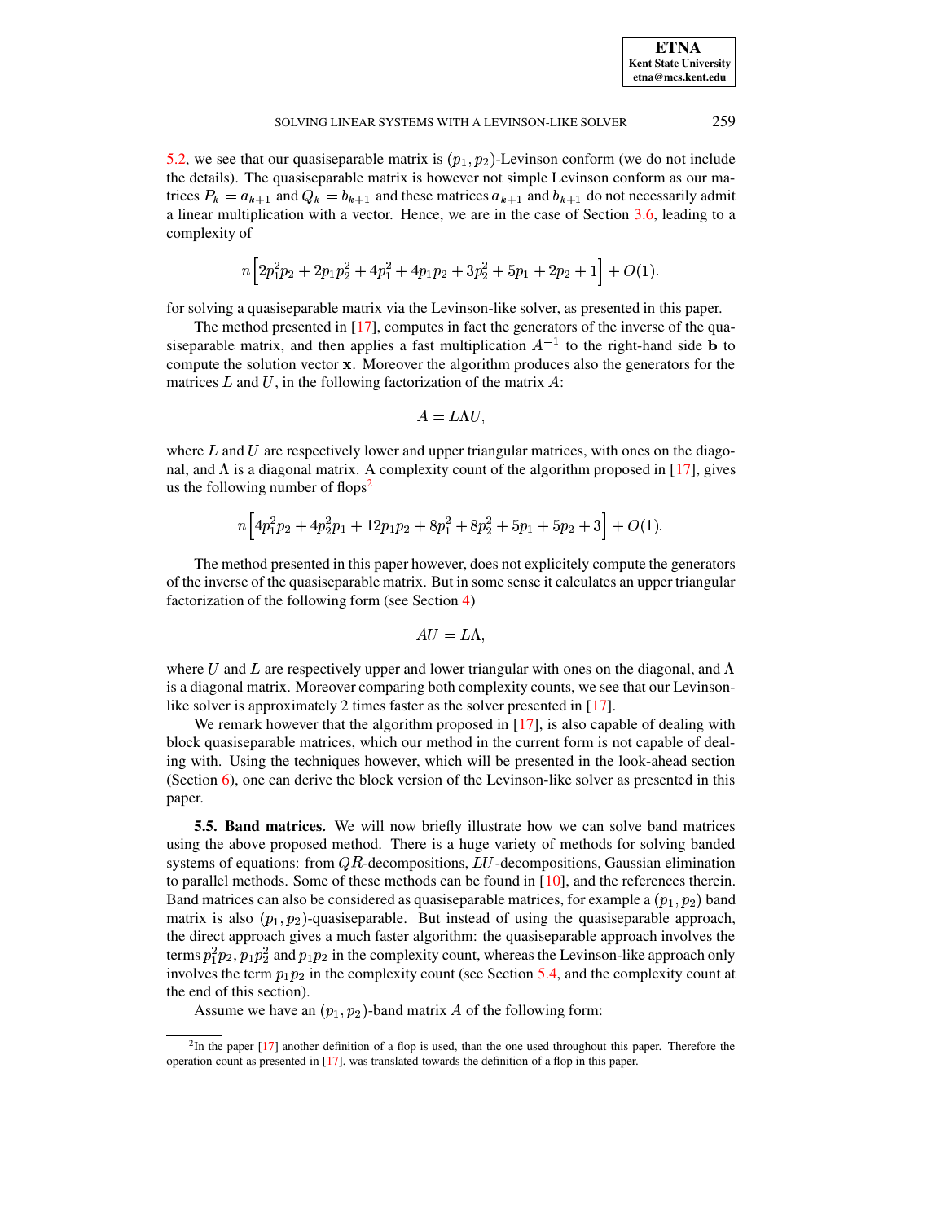5.2, we see that our quasiseparable matrix is $(p_1, p_2)$-Levinson conform (we do not include the details). The quasiseparable matrix is however not simple Levinson conform as our matrices $P_k = a_{k+1}$ and $Q_k = b_{k+1}$ and these matrices $a_{k+1}$ and $b_{k+1}$ do not necessarily admit a linear multiplication with a vector. Hence, we are in the case of Section 3.6, leading to a complexity of

$$n\Big[2p_1^2 p_2 + 2p_1 p_2^2 + 4p_1^2 + 4p_1 p_2 + 3p_2^2 + 5p_1 + 2p_2 + 1\Big] + O(1).$$

for solving a quasiseparable matrix via the Levinson-like solver, as presented in this paper.

The method presented in [17], computes in fact the generators of the inverse of the quasiseparable matrix, and then applies a fast multiplication $A^{-1}$ to the right-hand side $\mathbf{b}$ to compute the solution vector $\mathbf{x}$. Moreover the algorithm produces also the generators for the matrices $L$ and $U$, in the following factorization of the matrix $A$:

$$A = L\Lambda U,$$

where $L$ and $U$ are respectively lower and upper triangular matrices, with ones on the diagonal, and $\Lambda$ is a diagonal matrix. A complexity count of the algorithm proposed in [17], gives us the following number of flops[2]

$$n\Big[4p_1^2 p_2 + 4p_2^2 p_1 + 12p_1 p_2 + 8p_1^2 + 8p_2^2 + 5p_1 + 5p_2 + 3\Big] + O(1).$$

The method presented in this paper however, does not explicitely compute the generators of the inverse of the quasiseparable matrix. But in some sense it calculates an upper triangular factorization of the following form (see Section 4)

$$AU = L\Lambda,$$

where $U$ and $L$ are respectively upper and lower triangular with ones on the diagonal, and $\Lambda$ is a diagonal matrix. Moreover comparing both complexity counts, we see that our Levinson-like solver is approximately 2 times faster as the solver presented in [17].

We remark however that the algorithm proposed in [17], is also capable of dealing with block quasiseparable matrices, which our method in the current form is not capable of dealing with. Using the techniques however, which will be presented in the look-ahead section (Section 6), one can derive the block version of the Levinson-like solver as presented in this paper.

**5.5. Band matrices.** We will now briefly illustrate how we can solve band matrices using the above proposed method. There is a huge variety of methods for solving banded systems of equations: from $QR$-decompositions, $LU$-decompositions, Gaussian elimination to parallel methods. Some of these methods can be found in [10], and the references therein. Band matrices can also be considered as quasiseparable matrices, for example a $(p_1, p_2)$ band matrix is also $(p_1, p_2)$-quasiseparable. But instead of using the quasiseparable approach, the direct approach gives a much faster algorithm: the quasiseparable approach involves the terms $p_1^2 p_2$, $p_1 p_2^2$ and $p_1 p_2$ in the complexity count, whereas the Levinson-like approach only involves the term $p_1 p_2$ in the complexity count (see Section 5.4, and the complexity count at the end of this section).

Assume we have an $(p_1, p_2)$-band matrix $A$ of the following form:

---

[2] In the paper [17] another definition of a flop is used, than the one used throughout this paper. Therefore the operation count as presented in [17], was translated towards the definition of a flop in this paper.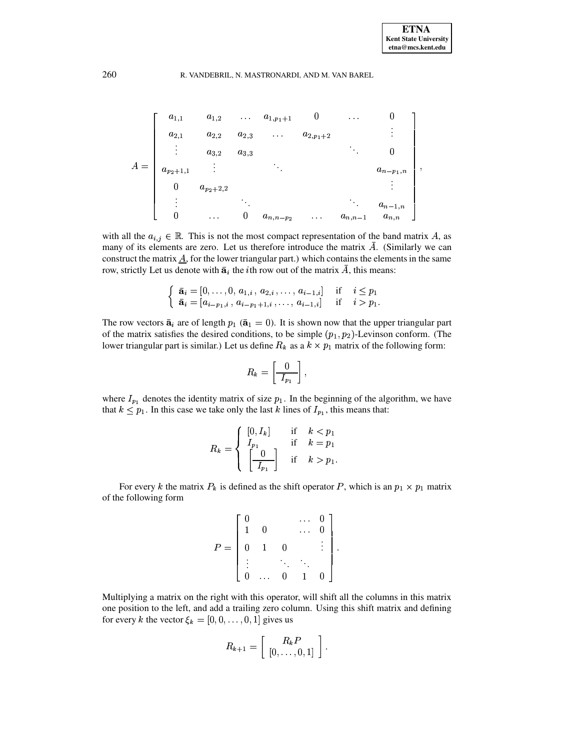$$
A = \begin{bmatrix}
a_{1,1} & a_{1,2} & \dots & a_{1,p_1+1} & 0 & \dots & 0 \\
a_{2,1} & a_{2,2} & a_{2,3} & \dots & a_{2,p_1+2} & & \vdots \\
\vdots & a_{3,2} & a_{3,3} & & & \ddots & 0 \\
a_{p_2+1,1} & \vdots & & \ddots & & & a_{n-p_1,n} \\
0 & a_{p_2+2,2} & & & & & \vdots \\
\vdots & & \ddots & & & \ddots & a_{n-1,n} \\
0 & \dots & 0 & a_{n,n-p_2} & \dots & a_{n,n-1} & a_{n,n}
\end{bmatrix},
$$

with all the $a_{i,j} \in \mathbb{R}$. This is not the most compact representation of the band matrix $A$, as many of its elements are zero. Let us therefore introduce the matrix $\bar{A}$. (Similarly we can construct the matrix $\underline{A}$, for the lower triangular part.) which contains the elements in the same row, strictly Let us denote with $\bar{\mathbf{a}}_i$ the $i$th row out of the matrix $\bar{A}$, this means:

$$
\begin{cases}
\bar{\mathbf{a}}_i = [0, \dots, 0, a_{1,i}, a_{2,i}, \dots, a_{i-1,i}] & \text{if} \quad i \leq p_1 \\
\bar{\mathbf{a}}_i = [a_{i-p_1,i}, a_{i-p_1+1,i}, \dots, a_{i-1,i}] & \text{if} \quad i > p_1.
\end{cases}
$$

The row vectors $\bar{\mathbf{a}}_i$ are of length $p_1$ ($\bar{\mathbf{a}}_1 = 0$). It is shown now that the upper triangular part of the matrix satisfies the desired conditions, to be simple $(p_1, p_2)$-Levinson conform. (The lower triangular part is similar.) Let us define $R_k$ as a $k \times p_1$ matrix of the following form:

$$
R_k = \left[ \frac{0}{I_{p_1}} \right],
$$

where $I_{p_1}$ denotes the identity matrix of size $p_1$. In the beginning of the algorithm, we have that $k \leq p_1$. In this case we take only the last $k$ lines of $I_{p_1}$, this means that:

$$
R_k = \begin{cases}
[0, I_k] & \text{if} \quad k < p_1 \\
I_{p_1} & \text{if} \quad k = p_1 \\
\left[ \frac{0}{I_{p_1}} \right] & \text{if} \quad k > p_1.
\end{cases}
$$

For every $k$ the matrix $P_k$ is defined as the shift operator $P$, which is an $p_1 \times p_1$ matrix of the following form

$$
P = \begin{bmatrix}
0 & & & \dots & 0 \\
1 & 0 & & \dots & 0 \\
0 & 1 & 0 & & \vdots \\
\vdots & & \ddots & \ddots & \\
0 & \dots & 0 & 1 & 0
\end{bmatrix}.
$$

Multiplying a matrix on the right with this operator, will shift all the columns in this matrix one position to the left, and add a trailing zero column. Using this shift matrix and defining for every $k$ the vector $\xi_k = [0, 0, \dots, 0, 1]$ gives us

$$
R_{k+1} = \begin{bmatrix} R_k P \\ [0, \dots, 0, 1] \end{bmatrix}.
$$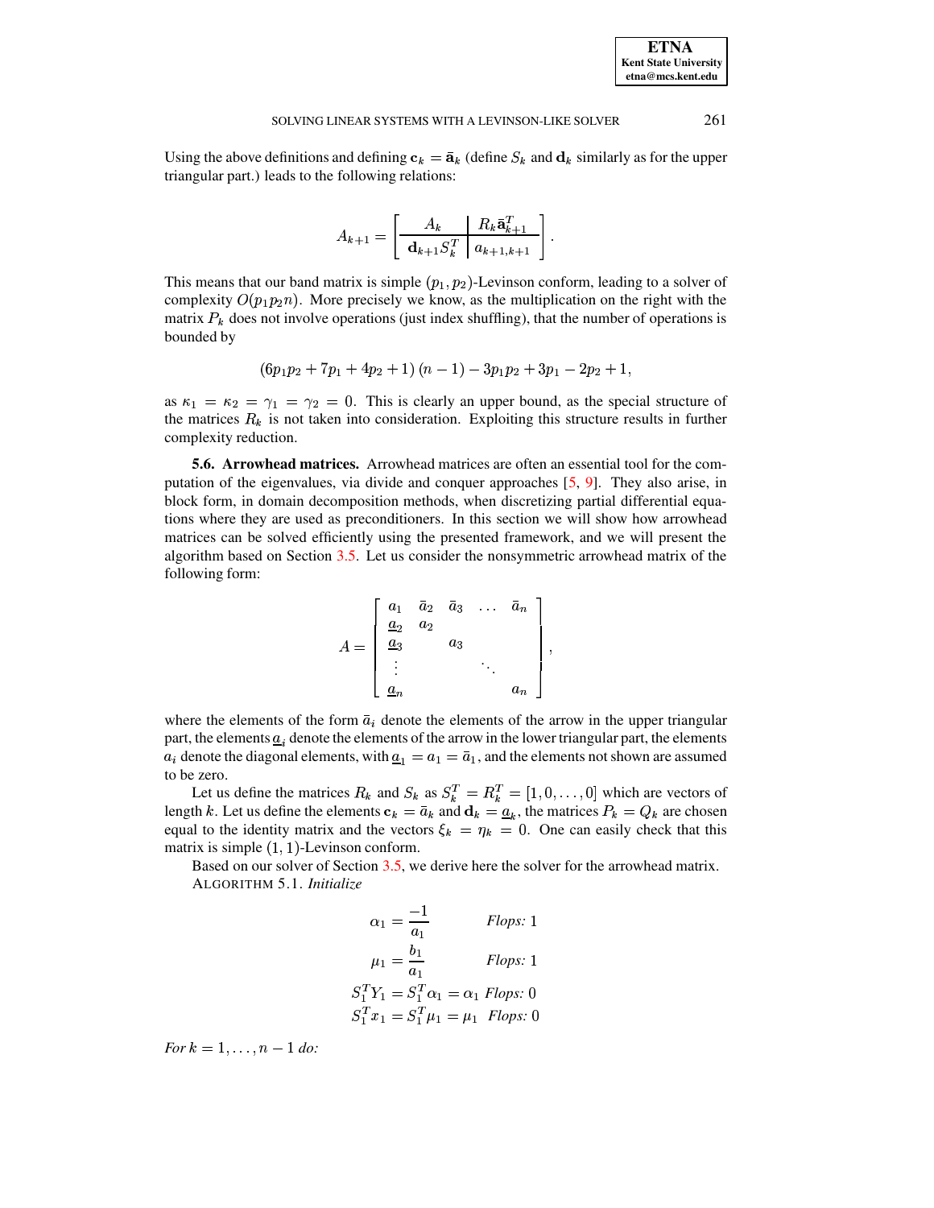Using the above definitions and defining $\mathbf{c}_k = \bar{\mathbf{a}}_k$ (define $S_k$ and $\mathbf{d}_k$ similarly as for the upper triangular part.) leads to the following relations:

$$A_{k+1} = \left[\begin{array}{c|c} A_k & R_k \bar{\mathbf{a}}_{k+1}^T \\ \hline \mathbf{d}_{k+1} S_k^T & a_{k+1,k+1} \end{array}\right].$$

This means that our band matrix is simple $(p_1, p_2)$-Levinson conform, leading to a solver of complexity $O(p_1 p_2 n)$. More precisely we know, as the multiplication on the right with the matrix $P_k$ does not involve operations (just index shuffling), that the number of operations is bounded by

$$(6p_1p_2 + 7p_1 + 4p_2 + 1)(n-1) - 3p_1p_2 + 3p_1 - 2p_2 + 1,$$

as $\kappa_1 = \kappa_2 = \gamma_1 = \gamma_2 = 0$. This is clearly an upper bound, as the special structure of the matrices $R_k$ is not taken into consideration. Exploiting this structure results in further complexity reduction.

**5.6. Arrowhead matrices.** Arrowhead matrices are often an essential tool for the computation of the eigenvalues, via divide and conquer approaches [5, 9]. They also arise, in block form, in domain decomposition methods, when discretizing partial differential equations where they are used as preconditioners. In this section we will show how arrowhead matrices can be solved efficiently using the presented framework, and we will present the algorithm based on Section 3.5. Let us consider the nonsymmetric arrowhead matrix of the following form:

$$A = \begin{bmatrix} a_1 & \bar{a}_2 & \bar{a}_3 & \dots & \bar{a}_n \\ \underline{a}_2 & a_2 & & & \\ \underline{a}_3 & & a_3 & & \\ \vdots & & & \ddots & \\ \underline{a}_n & & & & a_n \end{bmatrix},$$

where the elements of the form $\bar{a}_i$ denote the elements of the arrow in the upper triangular part, the elements $\underline{a}_i$ denote the elements of the arrow in the lower triangular part, the elements $a_i$ denote the diagonal elements, with $\underline{a}_1 = a_1 = \bar{a}_1$, and the elements not shown are assumed to be zero.

Let us define the matrices $R_k$ and $S_k$ as $S_k^T = R_k^T = [1, 0, \dots, 0]$ which are vectors of length $k$. Let us define the elements $\mathbf{c}_k = \bar{a}_k$ and $\mathbf{d}_k = \underline{a}_k$, the matrices $P_k = Q_k$ are chosen equal to the identity matrix and the vectors $\xi_k = \eta_k = 0$. One can easily check that this matrix is simple $(1,1)$-Levinson conform.

Based on our solver of Section 3.5, we derive here the solver for the arrowhead matrix.

ALGORITHM 5.1. *Initialize*

$$\alpha_1 = \frac{-1}{a_1} \qquad \textit{Flops: } 1$$

$$\mu_1 = \frac{b_1}{a_1} \qquad \textit{Flops: } 1$$

$$S_1^T Y_1 = S_1^T \alpha_1 = \alpha_1 \quad \textit{Flops: } 0$$

$$S_1^T x_1 = S_1^T \mu_1 = \mu_1 \quad \textit{Flops: } 0$$

*For* $k = 1, \dots, n-1$ *do:*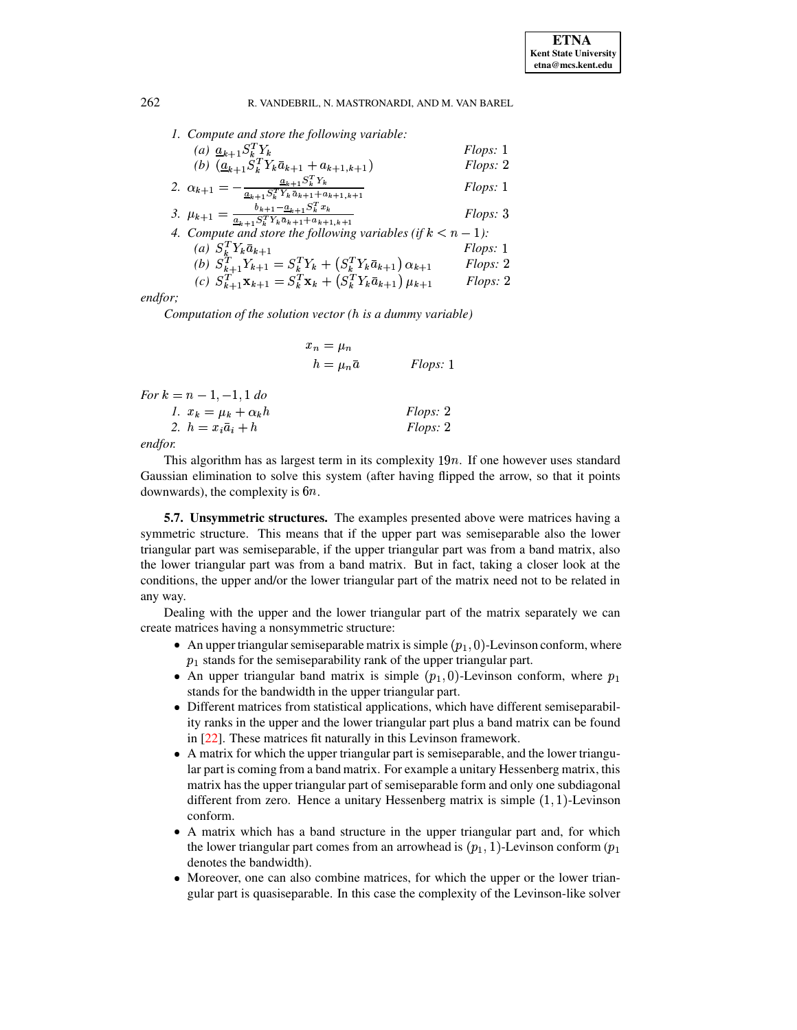1. Compute and store the following variable:
   - (a) $\underline{a}_{k+1} S_k^T Y_k$ *Flops:* 1
   - (b) $(\underline{a}_{k+1} S_k^T Y_k \bar{a}_{k+1} + a_{k+1,k+1})$ *Flops:* 2
2. $\alpha_{k+1} = -\frac{\underline{a}_{k+1} S_k^T Y_k}{\underline{a}_{k+1} S_k^T Y_k \bar{a}_{k+1} + a_{k+1,k+1}}$ *Flops:* 1
3. $\mu_{k+1} = \frac{b_{k+1} - \underline{a}_{k+1} S_k^T x_k}{\underline{a}_{k+1} S_k^T Y_k \bar{a}_{k+1} + a_{k+1,k+1}}$ *Flops:* 3
4. Compute and store the following variables (if $k < n-1$):
   - (a) $S_k^T Y_k \bar{a}_{k+1}$ *Flops:* 1
   - (b) $S_{k+1}^T Y_{k+1} = S_k^T Y_k + \left(S_k^T Y_k \bar{a}_{k+1}\right) \alpha_{k+1}$ *Flops:* 2
   - (c) $S_{k+1}^T \mathbf{x}_{k+1} = S_k^T \mathbf{x}_k + \left(S_k^T Y_k \bar{a}_{k+1}\right) \mu_{k+1}$ *Flops:* 2

*endfor;*

*Computation of the solution vector ($h$ is a dummy variable)*

$$x_n = \mu_n$$
$$h = \mu_n \bar{a} \qquad \textit{Flops: } 1$$

*For $k = n-1, -1, 1$ do*

1. $x_k = \mu_k + \alpha_k h$ *Flops:* 2
2. $h = x_i \bar{a}_i + h$ *Flops:* 2

*endfor.*

This algorithm has as largest term in its complexity $19n$. If one however uses standard Gaussian elimination to solve this system (after having flipped the arrow, so that it points downwards), the complexity is $6n$.

**5.7. Unsymmetric structures.** The examples presented above were matrices having a symmetric structure. This means that if the upper part was semiseparable also the lower triangular part was semiseparable, if the upper triangular part was from a band matrix, also the lower triangular part was from a band matrix. But in fact, taking a closer look at the conditions, the upper and/or the lower triangular part of the matrix need not to be related in any way.

Dealing with the upper and the lower triangular part of the matrix separately we can create matrices having a nonsymmetric structure:

- An upper triangular semiseparable matrix is simple $(p_1, 0)$-Levinson conform, where $p_1$ stands for the semiseparability rank of the upper triangular part.
- An upper triangular band matrix is simple $(p_1, 0)$-Levinson conform, where $p_1$ stands for the bandwidth in the upper triangular part.
- Different matrices from statistical applications, which have different semiseparability ranks in the upper and the lower triangular part plus a band matrix can be found in [22]. These matrices fit naturally in this Levinson framework.
- A matrix for which the upper triangular part is semiseparable, and the lower triangular part is coming from a band matrix. For example a unitary Hessenberg matrix, this matrix has the upper triangular part of semiseparable form and only one subdiagonal different from zero. Hence a unitary Hessenberg matrix is simple $(1, 1)$-Levinson conform.
- A matrix which has a band structure in the upper triangular part and, for which the lower triangular part comes from an arrowhead is $(p_1, 1)$-Levinson conform ($p_1$ denotes the bandwidth).
- Moreover, one can also combine matrices, for which the upper or the lower triangular part is quasiseparable. In this case the complexity of the Levinson-like solver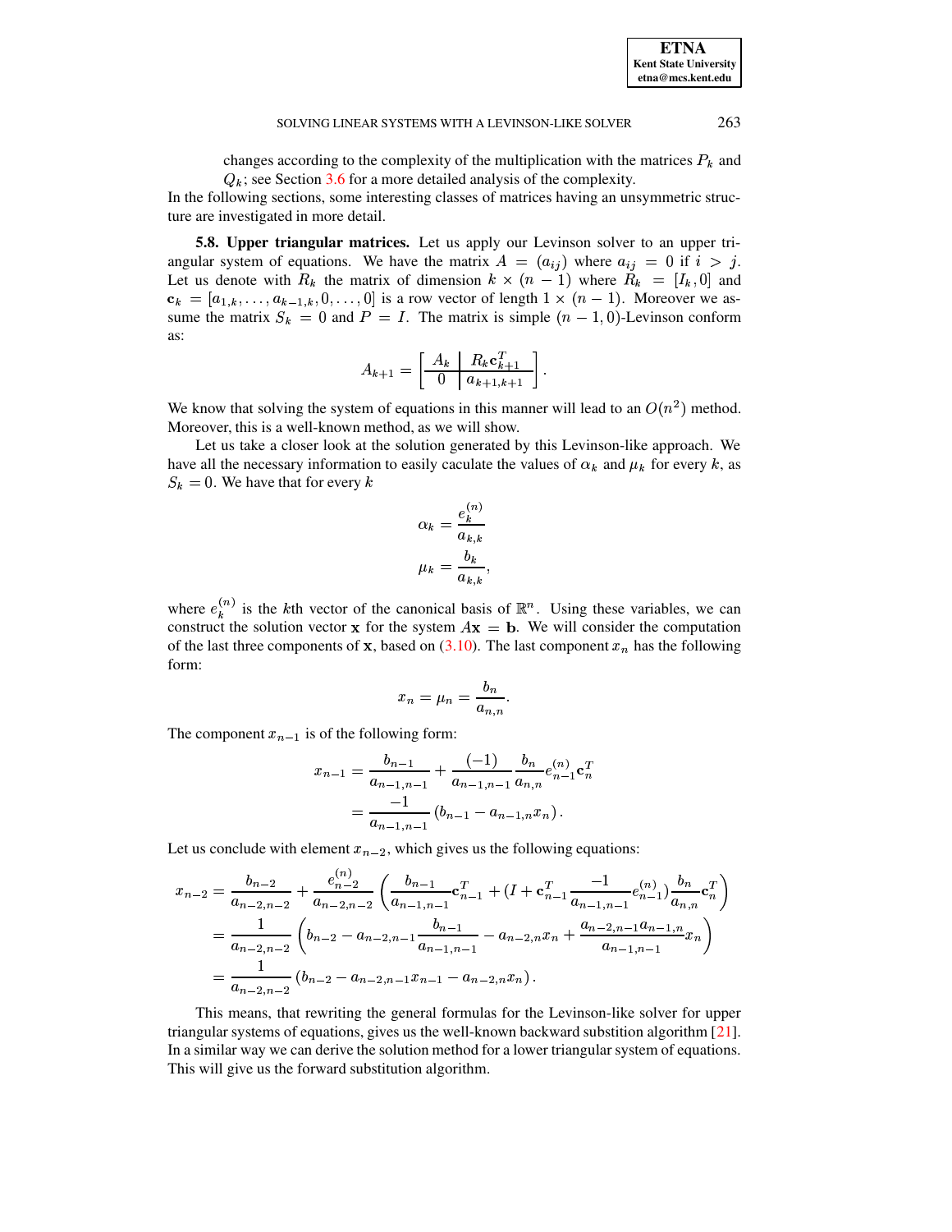changes according to the complexity of the multiplication with the matrices $P_k$ and $Q_k$; see Section 3.6 for a more detailed analysis of the complexity.

In the following sections, some interesting classes of matrices having an unsymmetric structure are investigated in more detail.

**5.8. Upper triangular matrices.** Let us apply our Levinson solver to an upper triangular system of equations. We have the matrix $A = (a_{ij})$ where $a_{ij} = 0$ if $i > j$. Let us denote with $R_k$ the matrix of dimension $k \times (n-1)$ where $R_k = [I_k, 0]$ and $\mathbf{c}_k = [a_{1,k}, \ldots, a_{k-1,k}, 0, \ldots, 0]$ is a row vector of length $1 \times (n-1)$. Moreover we assume the matrix $S_k = 0$ and $P = I$. The matrix is simple $(n-1, 0)$-Levinson conform as:

$$A_{k+1} = \left[ \begin{array}{c|c} A_k & R_k \mathbf{c}_{k+1}^T \\ \hline 0 & a_{k+1,k+1} \end{array} \right].$$

We know that solving the system of equations in this manner will lead to an $O(n^2)$ method. Moreover, this is a well-known method, as we will show.

Let us take a closer look at the solution generated by this Levinson-like approach. We have all the necessary information to easily caculate the values of $\alpha_k$ and $\mu_k$ for every $k$, as $S_k = 0$. We have that for every $k$

$$\alpha_k = \frac{e_k^{(n)}}{a_{k,k}}$$

$$\mu_k = \frac{b_k}{a_{k,k}},$$

where $e_k^{(n)}$ is the $k$th vector of the canonical basis of $\mathbb{R}^n$. Using these variables, we can construct the solution vector $\mathbf{x}$ for the system $A\mathbf{x} = \mathbf{b}$. We will consider the computation of the last three components of $\mathbf{x}$, based on (3.10). The last component $x_n$ has the following form:

$$x_n = \mu_n = \frac{b_n}{a_{n,n}}.$$

The component $x_{n-1}$ is of the following form:

$$\begin{aligned} x_{n-1} &= \frac{b_{n-1}}{a_{n-1,n-1}} + \frac{(-1)}{a_{n-1,n-1}} \frac{b_n}{a_{n,n}} e_{n-1}^{(n)} \mathbf{c}_n^T \\ &= \frac{-1}{a_{n-1,n-1}} \left( b_{n-1} - a_{n-1,n} x_n \right). \end{aligned}$$

Let us conclude with element $x_{n-2}$, which gives us the following equations:

$$\begin{aligned} x_{n-2} &= \frac{b_{n-2}}{a_{n-2,n-2}} + \frac{e_{n-2}^{(n)}}{a_{n-2,n-2}} \left( \frac{b_{n-1}}{a_{n-1,n-1}} \mathbf{c}_{n-1}^T + (I + \mathbf{c}_{n-1}^T \frac{-1}{a_{n-1,n-1}} e_{n-1}^{(n)}) \frac{b_n}{a_{n,n}} \mathbf{c}_n^T \right) \\ &= \frac{1}{a_{n-2,n-2}} \left( b_{n-2} - a_{n-2,n-1} \frac{b_{n-1}}{a_{n-1,n-1}} - a_{n-2,n} x_n + \frac{a_{n-2,n-1} a_{n-1,n}}{a_{n-1,n-1}} x_n \right) \\ &= \frac{1}{a_{n-2,n-2}} \left( b_{n-2} - a_{n-2,n-1} x_{n-1} - a_{n-2,n} x_n \right). \end{aligned}$$

This means, that rewriting the general formulas for the Levinson-like solver for upper triangular systems of equations, gives us the well-known backward substition algorithm [21]. In a similar way we can derive the solution method for a lower triangular system of equations. This will give us the forward substitution algorithm.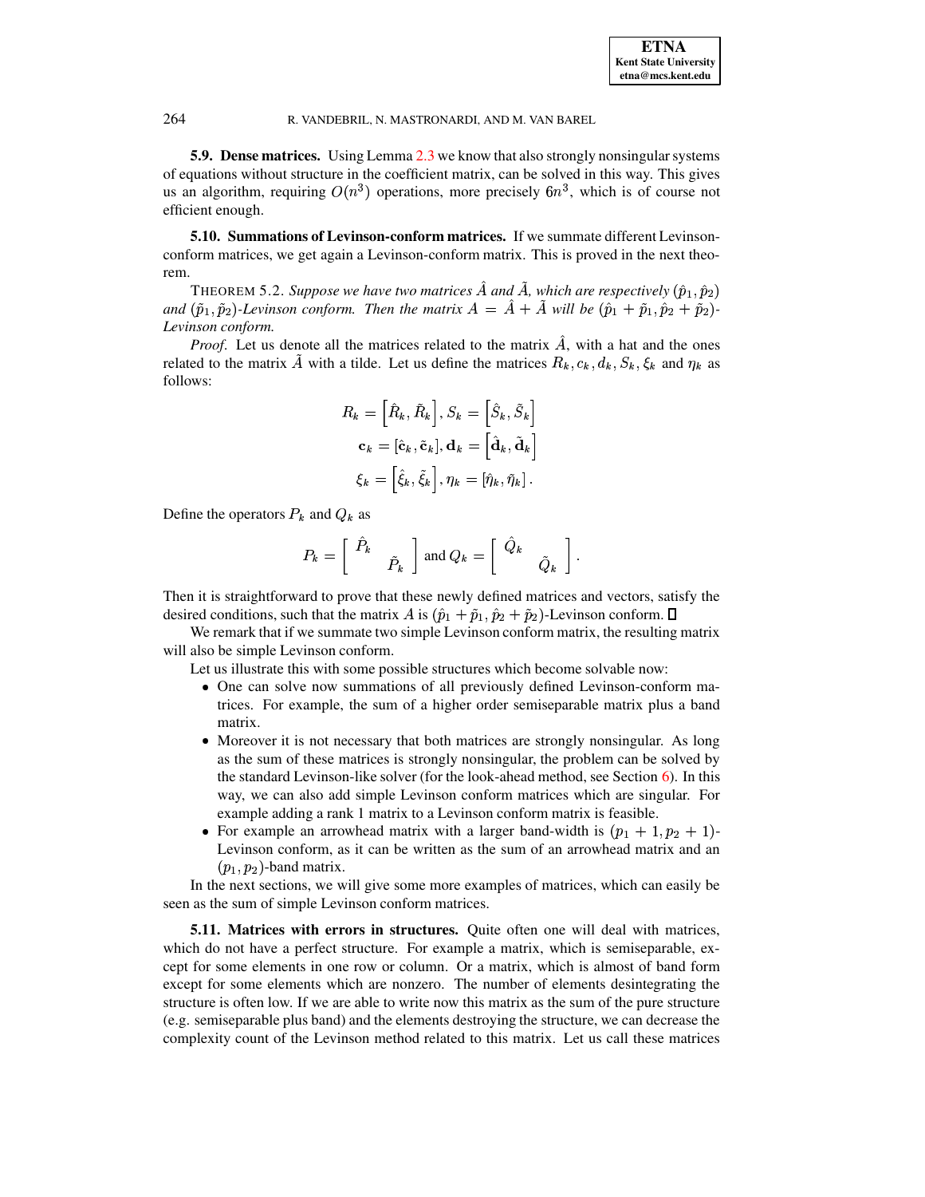**5.9. Dense matrices.** Using Lemma 2.3 we know that also strongly nonsingular systems of equations without structure in the coefficient matrix, can be solved in this way. This gives us an algorithm, requiring $O(n^3)$ operations, more precisely $6n^3$, which is of course not efficient enough.

**5.10. Summations of Levinson-conform matrices.** If we summate different Levinson-conform matrices, we get again a Levinson-conform matrix. This is proved in the next theorem.

THEOREM 5.2. *Suppose we have two matrices $\hat{A}$ and $\tilde{A}$, which are respectively $(\hat{p}_1, \hat{p}_2)$ and $(\tilde{p}_1, \tilde{p}_2)$-Levinson conform. Then the matrix $A = \hat{A} + \tilde{A}$ will be $(\hat{p}_1 + \tilde{p}_1, \hat{p}_2 + \tilde{p}_2)$-Levinson conform.*

*Proof*. Let us denote all the matrices related to the matrix $\hat{A}$, with a hat and the ones related to the matrix $\tilde{A}$ with a tilde. Let us define the matrices $R_k, c_k, d_k, S_k, \xi_k$ and $\eta_k$ as follows:

$$R_k = \left[\hat{R}_k, \tilde{R}_k\right], S_k = \left[\hat{S}_k, \tilde{S}_k\right]$$
$$\mathbf{c}_k = [\hat{\mathbf{c}}_k, \tilde{\mathbf{c}}_k], \mathbf{d}_k = \left[\hat{\mathbf{d}}_k, \tilde{\mathbf{d}}_k\right]$$
$$\xi_k = \left[\hat{\xi}_k, \tilde{\xi}_k\right], \eta_k = [\hat{\eta}_k, \tilde{\eta}_k] .$$

Define the operators $P_k$ and $Q_k$ as

$$P_k = \begin{bmatrix} \hat{P}_k & \\ & \tilde{P}_k \end{bmatrix} \text{ and } Q_k = \begin{bmatrix} \hat{Q}_k & \\ & \tilde{Q}_k \end{bmatrix}.$$

Then it is straightforward to prove that these newly defined matrices and vectors, satisfy the desired conditions, such that the matrix $A$ is $(\hat{p}_1 + \tilde{p}_1, \hat{p}_2 + \tilde{p}_2)$-Levinson conform. □

We remark that if we summate two simple Levinson conform matrix, the resulting matrix will also be simple Levinson conform.

Let us illustrate this with some possible structures which become solvable now:

- One can solve now summations of all previously defined Levinson-conform matrices. For example, the sum of a higher order semiseparable matrix plus a band matrix.
- Moreover it is not necessary that both matrices are strongly nonsingular. As long as the sum of these matrices is strongly nonsingular, the problem can be solved by the standard Levinson-like solver (for the look-ahead method, see Section 6). In this way, we can also add simple Levinson conform matrices which are singular. For example adding a rank 1 matrix to a Levinson conform matrix is feasible.
- For example an arrowhead matrix with a larger band-width is $(p_1 + 1, p_2 + 1)$-Levinson conform, as it can be written as the sum of an arrowhead matrix and an $(p_1, p_2)$-band matrix.

In the next sections, we will give some more examples of matrices, which can easily be seen as the sum of simple Levinson conform matrices.

**5.11. Matrices with errors in structures.** Quite often one will deal with matrices, which do not have a perfect structure. For example a matrix, which is semiseparable, except for some elements in one row or column. Or a matrix, which is almost of band form except for some elements which are nonzero. The number of elements desintegrating the structure is often low. If we are able to write now this matrix as the sum of the pure structure (e.g. semiseparable plus band) and the elements destroying the structure, we can decrease the complexity count of the Levinson method related to this matrix. Let us call these matrices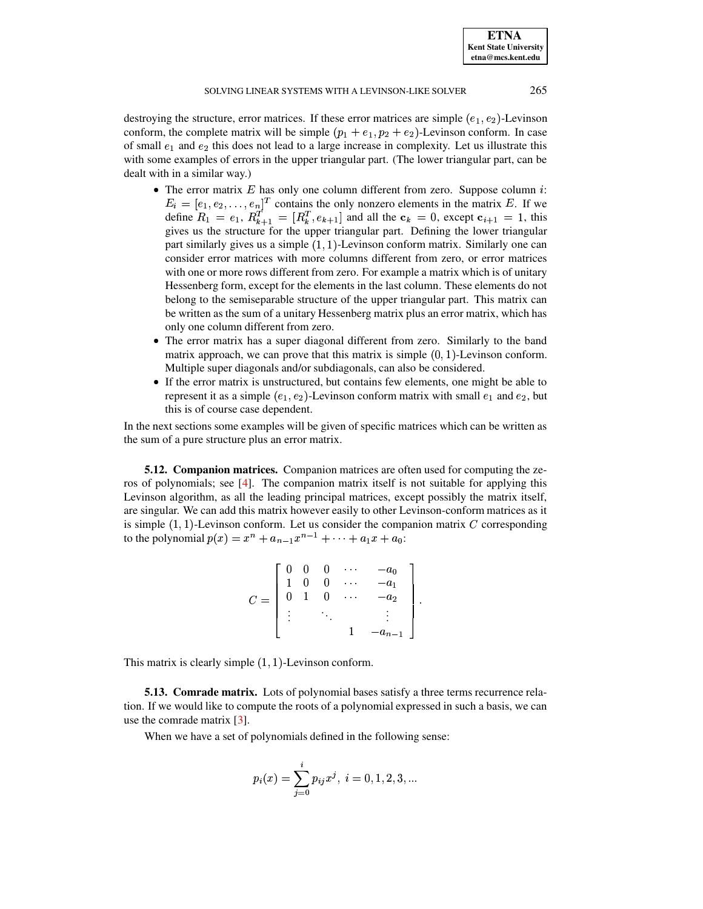destroying the structure, error matrices. If these error matrices are simple $(e_1, e_2)$-Levinson conform, the complete matrix will be simple $(p_1 + e_1, p_2 + e_2)$-Levinson conform. In case of small $e_1$ and $e_2$ this does not lead to a large increase in complexity. Let us illustrate this with some examples of errors in the upper triangular part. (The lower triangular part, can be dealt with in a similar way.)

- The error matrix $E$ has only one column different from zero. Suppose column $i$: $E_i = [e_1, e_2, \ldots, e_n]^T$ contains the only nonzero elements in the matrix $E$. If we define $R_1 = e_1$, $R_{k+1}^T = [R_k^T, e_{k+1}]$ and all the $\mathbf{c}_k = 0$, except $\mathbf{c}_{i+1} = 1$, this gives us the structure for the upper triangular part. Defining the lower triangular part similarly gives us a simple $(1, 1)$-Levinson conform matrix. Similarly one can consider error matrices with more columns different from zero, or error matrices with one or more rows different from zero. For example a matrix which is of unitary Hessenberg form, except for the elements in the last column. These elements do not belong to the semiseparable structure of the upper triangular part. This matrix can be written as the sum of a unitary Hessenberg matrix plus an error matrix, which has only one column different from zero.
- The error matrix has a super diagonal different from zero. Similarly to the band matrix approach, we can prove that this matrix is simple $(0, 1)$-Levinson conform. Multiple super diagonals and/or subdiagonals, can also be considered.
- If the error matrix is unstructured, but contains few elements, one might be able to represent it as a simple $(e_1, e_2)$-Levinson conform matrix with small $e_1$ and $e_2$, but this is of course case dependent.

In the next sections some examples will be given of specific matrices which can be written as the sum of a pure structure plus an error matrix.

**5.12. Companion matrices.** Companion matrices are often used for computing the zeros of polynomials; see [4]. The companion matrix itself is not suitable for applying this Levinson algorithm, as all the leading principal matrices, except possibly the matrix itself, are singular. We can add this matrix however easily to other Levinson-conform matrices as it is simple $(1, 1)$-Levinson conform. Let us consider the companion matrix $C$ corresponding to the polynomial $p(x) = x^n + a_{n-1}x^{n-1} + \cdots + a_1 x + a_0$:

$$
C = \begin{bmatrix}
0 & 0 & 0 & \cdots & -a_0 \\
1 & 0 & 0 & \cdots & -a_1 \\
0 & 1 & 0 & \cdots & -a_2 \\
\vdots & & \ddots & & \vdots \\
 & & & 1 & -a_{n-1}
\end{bmatrix}.
$$

This matrix is clearly simple $(1, 1)$-Levinson conform.

**5.13. Comrade matrix.** Lots of polynomial bases satisfy a three terms recurrence relation. If we would like to compute the roots of a polynomial expressed in such a basis, we can use the comrade matrix [3].

When we have a set of polynomials defined in the following sense:

$$
p_i(x) = \sum_{j=0}^{i} p_{ij} x^j, \ i = 0, 1, 2, 3, \ldots
$$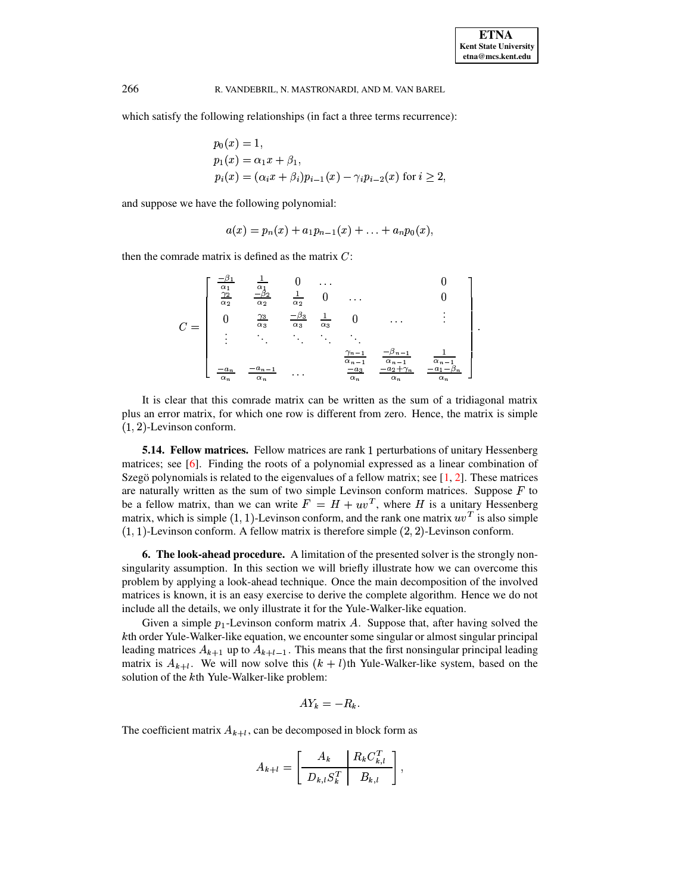which satisfy the following relationships (in fact a three terms recurrence):

$$
\begin{aligned}
&p_0(x) = 1,\\
&p_1(x) = \alpha_1 x + \beta_1,\\
&p_i(x) = (\alpha_i x + \beta_i) p_{i-1}(x) - \gamma_i p_{i-2}(x) \text{ for } i \geq 2,
\end{aligned}
$$

and suppose we have the following polynomial:

$$
a(x) = p_n(x) + a_1 p_{n-1}(x) + \ldots + a_n p_0(x),
$$

then the comrade matrix is defined as the matrix $C$:

$$
C = \begin{bmatrix}
\frac{-\beta_1}{\alpha_1} & \frac{1}{\alpha_1} & 0 & \ldots & & & 0 \\
\frac{\gamma_2}{\alpha_2} & \frac{-\beta_2}{\alpha_2} & \frac{1}{\alpha_2} & 0 & \ldots & & 0 \\
0 & \frac{\gamma_3}{\alpha_3} & \frac{-\beta_3}{\alpha_3} & \frac{1}{\alpha_3} & 0 & \ldots & \vdots \\
\vdots & \ddots & \ddots & \ddots & \ddots & & \\
 & & & & \frac{\gamma_{n-1}}{\alpha_{n-1}} & \frac{-\beta_{n-1}}{\alpha_{n-1}} & \frac{1}{\alpha_{n-1}} \\
\frac{-a_n}{\alpha_n} & \frac{-a_{n-1}}{\alpha_n} & \ldots & & \frac{-a_3}{\alpha_n} & \frac{-a_2+\gamma_n}{\alpha_n} & \frac{-a_1-\beta_n}{\alpha_n}
\end{bmatrix}.
$$

It is clear that this comrade matrix can be written as the sum of a tridiagonal matrix plus an error matrix, for which one row is different from zero. Hence, the matrix is simple $(1, 2)$-Levinson conform.

**5.14. Fellow matrices.** Fellow matrices are rank $1$ perturbations of unitary Hessenberg matrices; see [6]. Finding the roots of a polynomial expressed as a linear combination of Szegö polynomials is related to the eigenvalues of a fellow matrix; see [1, 2]. These matrices are naturally written as the sum of two simple Levinson conform matrices. Suppose $F$ to be a fellow matrix, than we can write $F = H + uv^T$, where $H$ is a unitary Hessenberg matrix, which is simple $(1, 1)$-Levinson conform, and the rank one matrix $uv^T$ is also simple $(1, 1)$-Levinson conform. A fellow matrix is therefore simple $(2, 2)$-Levinson conform.

## 6. The look-ahead procedure.

A limitation of the presented solver is the strongly nonsingularity assumption. In this section we will briefly illustrate how we can overcome this problem by applying a look-ahead technique. Once the main decomposition of the involved matrices is known, it is an easy exercise to derive the complete algorithm. Hence we do not include all the details, we only illustrate it for the Yule-Walker-like equation.

Given a simple $p_1$-Levinson conform matrix $A$. Suppose that, after having solved the $k$th order Yule-Walker-like equation, we encounter some singular or almost singular principal leading matrices $A_{k+1}$ up to $A_{k+l-1}$. This means that the first nonsingular principal leading matrix is $A_{k+l}$. We will now solve this $(k+l)$th Yule-Walker-like system, based on the solution of the $k$th Yule-Walker-like problem:

$$
AY_k = -R_k.
$$

The coefficient matrix $A_{k+l}$, can be decomposed in block form as

$$
A_{k+l} = \left[\begin{array}{c|c}
A_k & R_k C_{k,l}^T \\
\hline
D_{k,l} S_k^T & B_{k,l}
\end{array}\right],
$$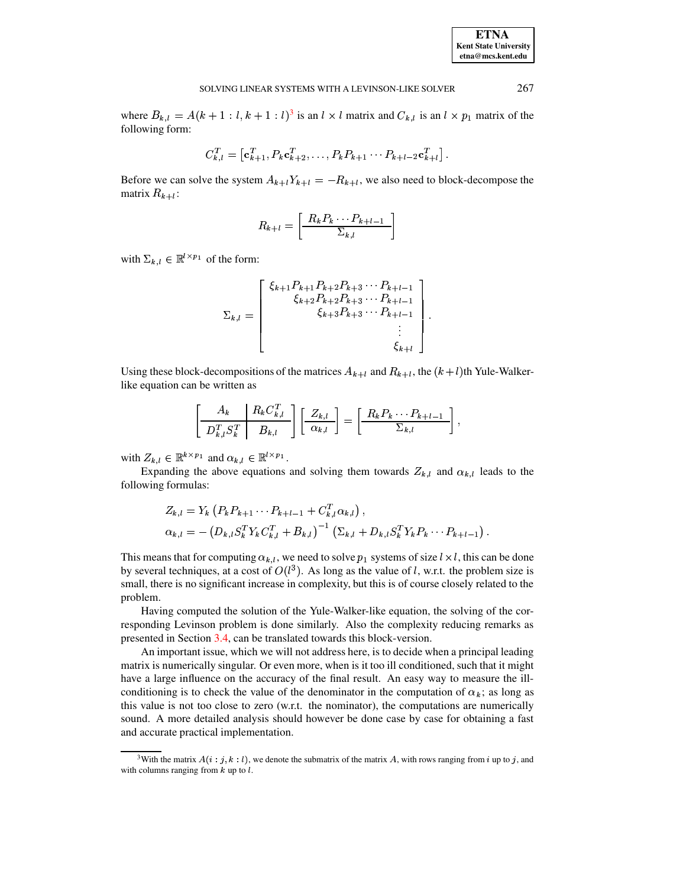where $B_{k,l} = A(k+1:l, k+1:l)$[3] is an $l \times l$ matrix and $C_{k,l}$ is an $l \times p_1$ matrix of the following form:

$$C_{k,l}^T = \left[\mathbf{c}_{k+1}^T, P_k \mathbf{c}_{k+2}^T, \ldots, P_k P_{k+1} \cdots P_{k+l-2} \mathbf{c}_{k+l}^T\right].$$

Before we can solve the system $A_{k+l} Y_{k+l} = -R_{k+l}$, we also need to block-decompose the matrix $R_{k+l}$:

$$R_{k+l} = \left[\begin{array}{c} R_k P_k \cdots P_{k+l-1} \\ \hline \Sigma_{k,l} \end{array}\right]$$

with $\Sigma_{k,l} \in \mathbb{R}^{l \times p_1}$ of the form:

$$\Sigma_{k,l} = \left[\begin{array}{r} \xi_{k+1} P_{k+1} P_{k+2} P_{k+3} \cdots P_{k+l-1} \\ \xi_{k+2} P_{k+2} P_{k+3} \cdots P_{k+l-1} \\ \xi_{k+3} P_{k+3} \cdots P_{k+l-1} \\ \vdots \\ \xi_{k+l} \end{array}\right].$$

Using these block-decompositions of the matrices $A_{k+l}$ and $R_{k+l}$, the $(k+l)$th Yule-Walker-like equation can be written as

$$\left[\begin{array}{c|c} A_k & R_k C_{k,l}^T \\ \hline D_{k,l}^T S_k^T & B_{k,l} \end{array}\right] \left[\begin{array}{c} Z_{k,l} \\ \hline \alpha_{k,l} \end{array}\right] = \left[\begin{array}{c} R_k P_k \cdots P_{k+l-1} \\ \hline \Sigma_{k,l} \end{array}\right],$$

with $Z_{k,l} \in \mathbb{R}^{k \times p_1}$ and $\alpha_{k,l} \in \mathbb{R}^{l \times p_1}$.

Expanding the above equations and solving them towards $Z_{k,l}$ and $\alpha_{k,l}$ leads to the following formulas:

$$\begin{aligned} Z_{k,l} &= Y_k \left(P_k P_{k+1} \cdots P_{k+l-1} + C_{k,l}^T \alpha_{k,l}\right), \\ \alpha_{k,l} &= -\left(D_{k,l} S_k^T Y_k C_{k,l}^T + B_{k,l}\right)^{-1} \left(\Sigma_{k,l} + D_{k,l} S_k^T Y_k P_k \cdots P_{k+l-1}\right). \end{aligned}$$

This means that for computing $\alpha_{k,l}$, we need to solve $p_1$ systems of size $l \times l$, this can be done by several techniques, at a cost of $O(l^3)$. As long as the value of $l$, w.r.t. the problem size is small, there is no significant increase in complexity, but this is of course closely related to the problem.

Having computed the solution of the Yule-Walker-like equation, the solving of the corresponding Levinson problem is done similarly. Also the complexity reducing remarks as presented in Section 3.4, can be translated towards this block-version.

An important issue, which we will not address here, is to decide when a principal leading matrix is numerically singular. Or even more, when is it too ill conditioned, such that it might have a large influence on the accuracy of the final result. An easy way to measure the ill-conditioning is to check the value of the denominator in the computation of $\alpha_k$; as long as this value is not too close to zero (w.r.t. the nominator), the computations are numerically sound. A more detailed analysis should however be done case by case for obtaining a fast and accurate practical implementation.

[3] With the matrix $A(i:j, k:l)$, we denote the submatrix of the matrix $A$, with rows ranging from $i$ up to $j$, and with columns ranging from $k$ up to $l$.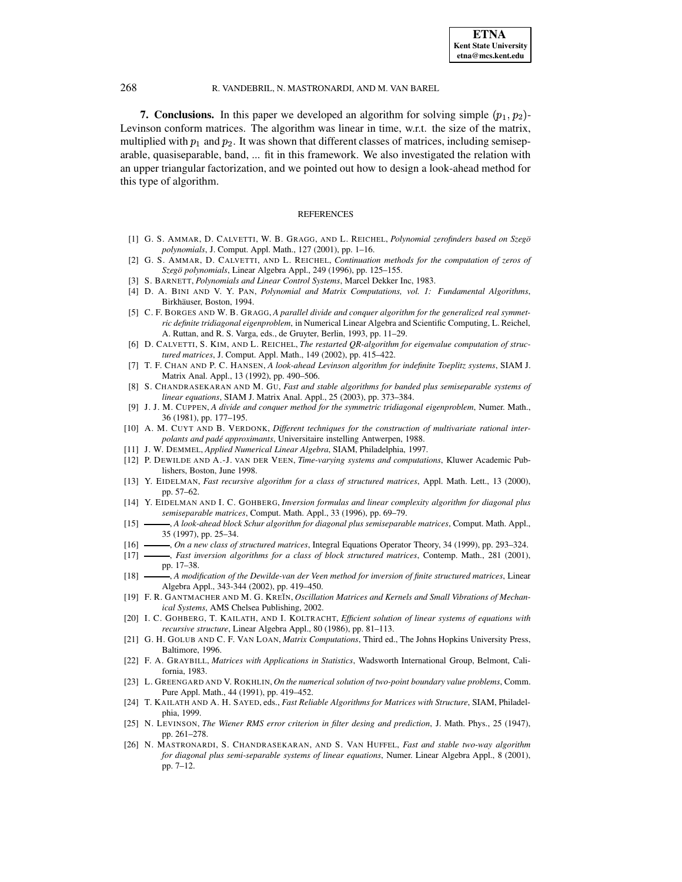**7. Conclusions.** In this paper we developed an algorithm for solving simple $(p_1, p_2)$-Levinson conform matrices. The algorithm was linear in time, w.r.t. the size of the matrix, multiplied with $p_1$ and $p_2$. It was shown that different classes of matrices, including semiseparable, quasiseparable, band, ... fit in this framework. We also investigated the relation with an upper triangular factorization, and we pointed out how to design a look-ahead method for this type of algorithm.

## REFERENCES

[1] G. S. AMMAR, D. CALVETTI, W. B. GRAGG, AND L. REICHEL, *Polynomial zerofinders based on Szegö polynomials*, J. Comput. Appl. Math., 127 (2001), pp. 1–16.

[2] G. S. AMMAR, D. CALVETTI, AND L. REICHEL, *Continuation methods for the computation of zeros of Szegö polynomials*, Linear Algebra Appl., 249 (1996), pp. 125–155.

[3] S. BARNETT, *Polynomials and Linear Control Systems*, Marcel Dekker Inc, 1983.

[4] D. A. BINI AND V. Y. PAN, *Polynomial and Matrix Computations, vol. 1: Fundamental Algorithms*, Birkhäuser, Boston, 1994.

[5] C. F. BORGES AND W. B. GRAGG, *A parallel divide and conquer algorithm for the generalized real symmetric definite tridiagonal eigenproblem*, in Numerical Linear Algebra and Scientific Computing, L. Reichel, A. Ruttan, and R. S. Varga, eds., de Gruyter, Berlin, 1993, pp. 11–29.

[6] D. CALVETTI, S. KIM, AND L. REICHEL, *The restarted QR-algorithm for eigenvalue computation of structured matrices*, J. Comput. Appl. Math., 149 (2002), pp. 415–422.

[7] T. F. CHAN AND P. C. HANSEN, *A look-ahead Levinson algorithm for indefinite Toeplitz systems*, SIAM J. Matrix Anal. Appl., 13 (1992), pp. 490–506.

[8] S. CHANDRASEKARAN AND M. GU, *Fast and stable algorithms for banded plus semiseparable systems of linear equations*, SIAM J. Matrix Anal. Appl., 25 (2003), pp. 373–384.

[9] J. J. M. CUPPEN, *A divide and conquer method for the symmetric tridiagonal eigenproblem*, Numer. Math., 36 (1981), pp. 177–195.

[10] A. M. CUYT AND B. VERDONK, *Different techniques for the construction of multivariate rational interpolants and padé approximants*, Universitaire instelling Antwerpen, 1988.

[11] J. W. DEMMEL, *Applied Numerical Linear Algebra*, SIAM, Philadelphia, 1997.

[12] P. DEWILDE AND A.-J. VAN DER VEEN, *Time-varying systems and computations*, Kluwer Academic Publishers, Boston, June 1998.

[13] Y. EIDELMAN, *Fast recursive algorithm for a class of structured matrices*, Appl. Math. Lett., 13 (2000), pp. 57–62.

[14] Y. EIDELMAN AND I. C. GOHBERG, *Inversion formulas and linear complexity algorithm for diagonal plus semiseparable matrices*, Comput. Math. Appl., 33 (1996), pp. 69–79.

[15] ———, *A look-ahead block Schur algorithm for diagonal plus semiseparable matrices*, Comput. Math. Appl., 35 (1997), pp. 25–34.

[16] ———, *On a new class of structured matrices*, Integral Equations Operator Theory, 34 (1999), pp. 293–324.

[17] ———, *Fast inversion algorithms for a class of block structured matrices*, Contemp. Math., 281 (2001), pp. 17–38.

[18] ———, *A modification of the Dewilde-van der Veen method for inversion of finite structured matrices*, Linear Algebra Appl., 343-344 (2002), pp. 419–450.

[19] F. R. GANTMACHER AND M. G. KREĬN, *Oscillation Matrices and Kernels and Small Vibrations of Mechanical Systems*, AMS Chelsea Publishing, 2002.

[20] I. C. GOHBERG, T. KAILATH, AND I. KOLTRACHT, *Efficient solution of linear systems of equations with recursive structure*, Linear Algebra Appl., 80 (1986), pp. 81–113.

[21] G. H. GOLUB AND C. F. VAN LOAN, *Matrix Computations*, Third ed., The Johns Hopkins University Press, Baltimore, 1996.

[22] F. A. GRAYBILL, *Matrices with Applications in Statistics*, Wadsworth International Group, Belmont, California, 1983.

[23] L. GREENGARD AND V. ROKHLIN, *On the numerical solution of two-point boundary value problems*, Comm. Pure Appl. Math., 44 (1991), pp. 419–452.

[24] T. KAILATH AND A. H. SAYED, eds., *Fast Reliable Algorithms for Matrices with Structure*, SIAM, Philadelphia, 1999.

[25] N. LEVINSON, *The Wiener RMS error criterion in filter desing and prediction*, J. Math. Phys., 25 (1947), pp. 261–278.

[26] N. MASTRONARDI, S. CHANDRASEKARAN, AND S. VAN HUFFEL, *Fast and stable two-way algorithm for diagonal plus semi-separable systems of linear equations*, Numer. Linear Algebra Appl., 8 (2001), pp. 7–12.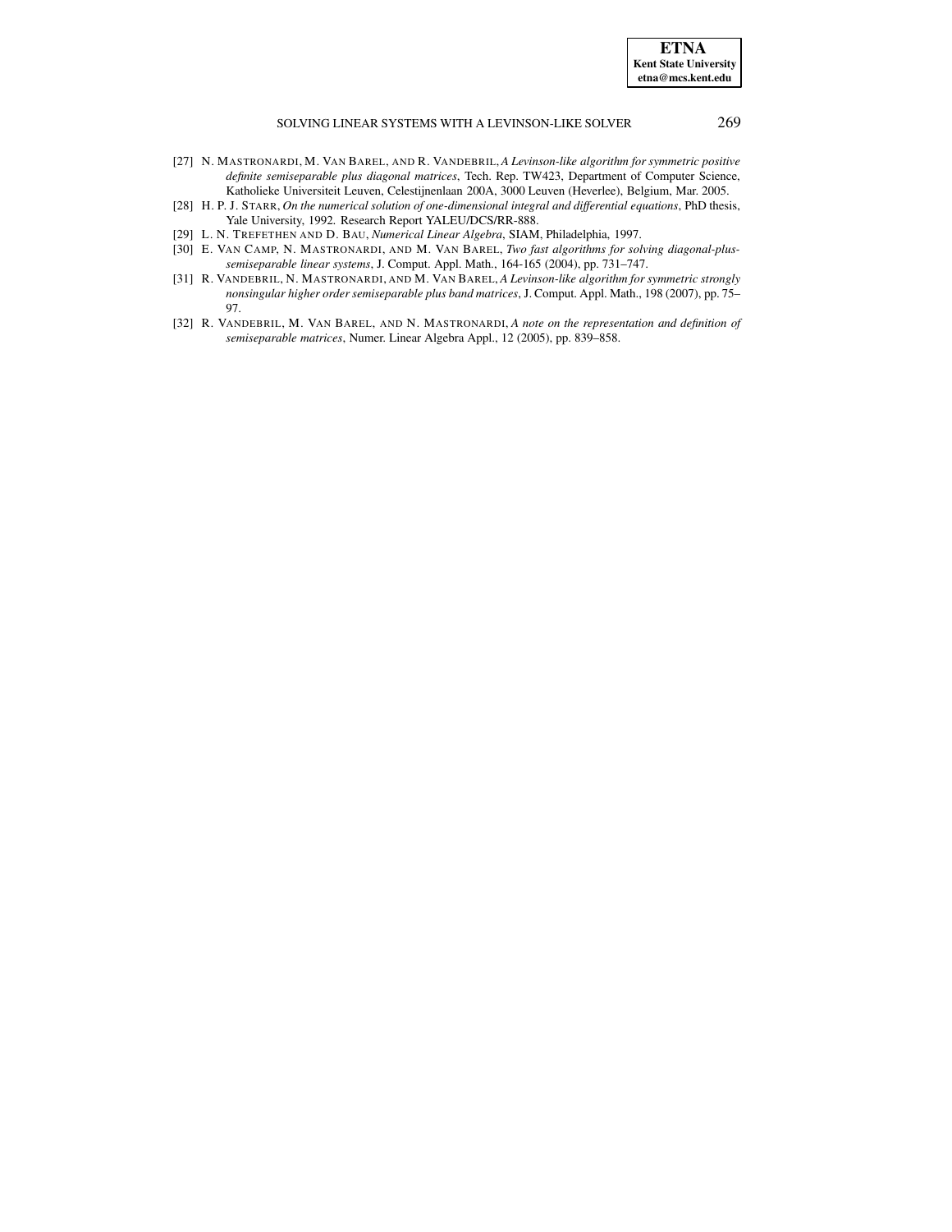[27] N. Mastronardi, M. Van Barel, and R. Vandebril, *A Levinson-like algorithm for symmetric positive definite semiseparable plus diagonal matrices*, Tech. Rep. TW423, Department of Computer Science, Katholieke Universiteit Leuven, Celestijnenlaan 200A, 3000 Leuven (Heverlee), Belgium, Mar. 2005.

[28] H. P. J. Starr, *On the numerical solution of one-dimensional integral and differential equations*, PhD thesis, Yale University, 1992. Research Report YALEU/DCS/RR-888.

[29] L. N. Trefethen and D. Bau, *Numerical Linear Algebra*, SIAM, Philadelphia, 1997.

[30] E. Van Camp, N. Mastronardi, and M. Van Barel, *Two fast algorithms for solving diagonal-plus-semiseparable linear systems*, J. Comput. Appl. Math., 164-165 (2004), pp. 731–747.

[31] R. Vandebril, N. Mastronardi, and M. Van Barel, *A Levinson-like algorithm for symmetric strongly nonsingular higher order semiseparable plus band matrices*, J. Comput. Appl. Math., 198 (2007), pp. 75–97.

[32] R. Vandebril, M. Van Barel, and N. Mastronardi, *A note on the representation and definition of semiseparable matrices*, Numer. Linear Algebra Appl., 12 (2005), pp. 839–858.